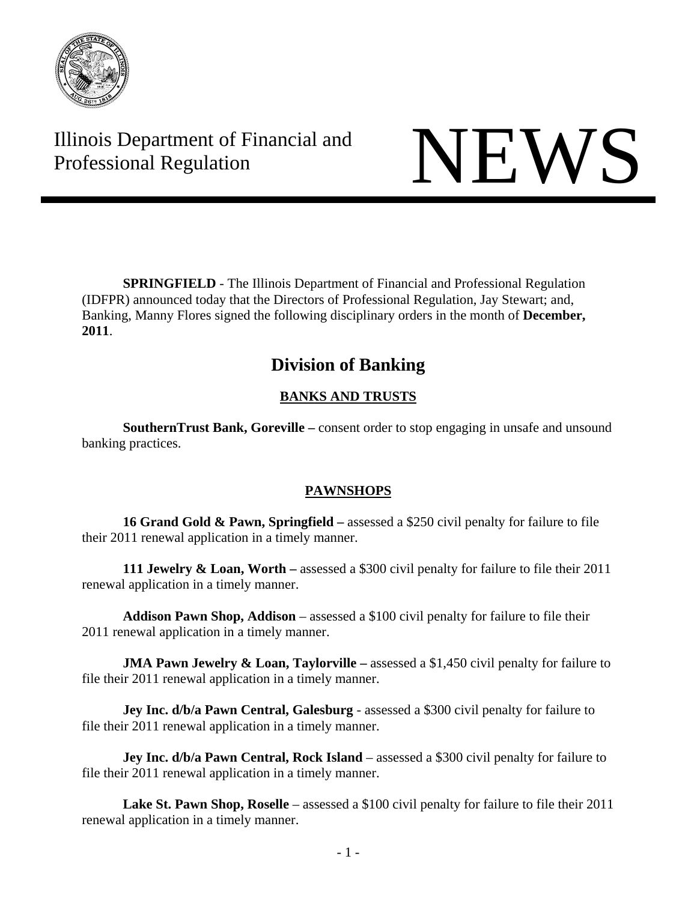Illinois Department of Financial and Professional Regulation

# NEWS

**SPRINGFIELD** - The Illinois Department of Financial and Professional Regulation (IDFPR) announced today that the Directors of Professional Regulation, Jay Stewart; and, Banking, Manny Flores signed the following disciplinary orders in the month of **December, 2011**.

## Division of Banking

### BANKS AND TRUSTS

**SouthernTrust Bank, Goreville –** consent order to stop engaging in unsafe and unsound banking practices.

### PAWNSHOPS

**16 Grand Gold & Pawn, Springfield –** assessed a $250 civil penalty for failure to file their 2011 renewal application in a timely manner.

**111 Jewelry & Loan, Worth –** assessed a $300 civil penalty for failure to file their 2011 renewal application in a timely manner.

**Addison Pawn Shop, Addison** – assessed a $100 civil penalty for failure to file their 2011 renewal application in a timely manner.

**JMA Pawn Jewelry & Loan, Taylorville –** assessed a $1,450 civil penalty for failure to file their 2011 renewal application in a timely manner.

**Jey Inc. d/b/a Pawn Central, Galesburg** - assessed a $300 civil penalty for failure to file their 2011 renewal application in a timely manner.

**Jey Inc. d/b/a Pawn Central, Rock Island** – assessed a $300 civil penalty for failure to file their 2011 renewal application in a timely manner.

**Lake St. Pawn Shop, Roselle** – assessed a $100 civil penalty for failure to file their 2011 renewal application in a timely manner.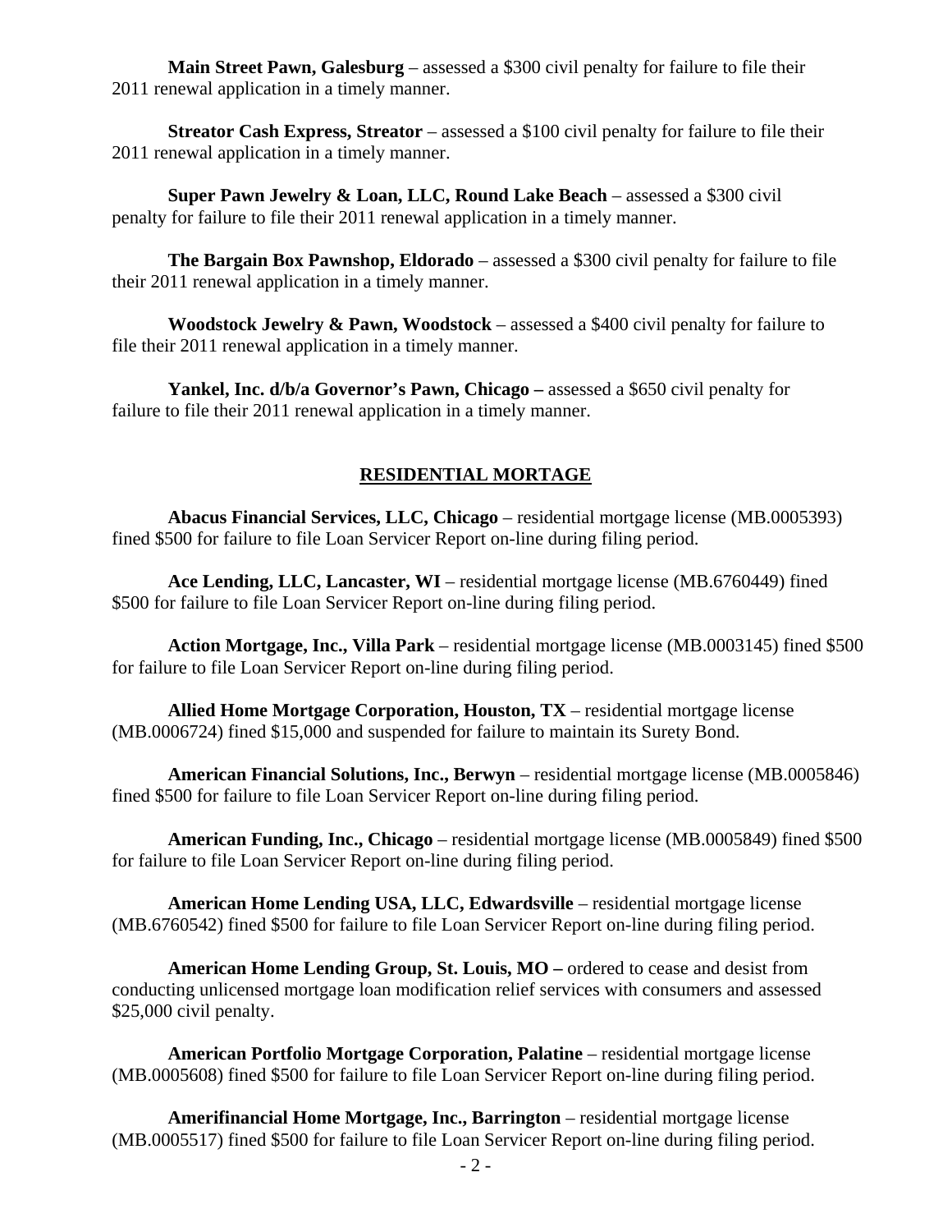**Main Street Pawn, Galesburg** – assessed a $300 civil penalty for failure to file their 2011 renewal application in a timely manner.

**Streator Cash Express, Streator** – assessed a $100 civil penalty for failure to file their 2011 renewal application in a timely manner.

**Super Pawn Jewelry & Loan, LLC, Round Lake Beach** – assessed a $300 civil penalty for failure to file their 2011 renewal application in a timely manner.

**The Bargain Box Pawnshop, Eldorado** – assessed a $300 civil penalty for failure to file their 2011 renewal application in a timely manner.

**Woodstock Jewelry & Pawn, Woodstock** – assessed a $400 civil penalty for failure to file their 2011 renewal application in a timely manner.

**Yankel, Inc. d/b/a Governor's Pawn, Chicago –** assessed a $650 civil penalty for failure to file their 2011 renewal application in a timely manner.

## RESIDENTIAL MORTAGE

**Abacus Financial Services, LLC, Chicago** – residential mortgage license (MB.0005393) fined $500 for failure to file Loan Servicer Report on-line during filing period.

**Ace Lending, LLC, Lancaster, WI** – residential mortgage license (MB.6760449) fined $500 for failure to file Loan Servicer Report on-line during filing period.

**Action Mortgage, Inc., Villa Park** – residential mortgage license (MB.0003145) fined $500 for failure to file Loan Servicer Report on-line during filing period.

**Allied Home Mortgage Corporation, Houston, TX** – residential mortgage license (MB.0006724) fined $15,000 and suspended for failure to maintain its Surety Bond.

**American Financial Solutions, Inc., Berwyn** – residential mortgage license (MB.0005846) fined $500 for failure to file Loan Servicer Report on-line during filing period.

**American Funding, Inc., Chicago** – residential mortgage license (MB.0005849) fined $500 for failure to file Loan Servicer Report on-line during filing period.

**American Home Lending USA, LLC, Edwardsville** – residential mortgage license (MB.6760542) fined $500 for failure to file Loan Servicer Report on-line during filing period.

**American Home Lending Group, St. Louis, MO –** ordered to cease and desist from conducting unlicensed mortgage loan modification relief services with consumers and assessed $25,000 civil penalty.

**American Portfolio Mortgage Corporation, Palatine** – residential mortgage license (MB.0005608) fined $500 for failure to file Loan Servicer Report on-line during filing period.

**Amerifinancial Home Mortgage, Inc., Barrington** – residential mortgage license (MB.0005517) fined $500 for failure to file Loan Servicer Report on-line during filing period.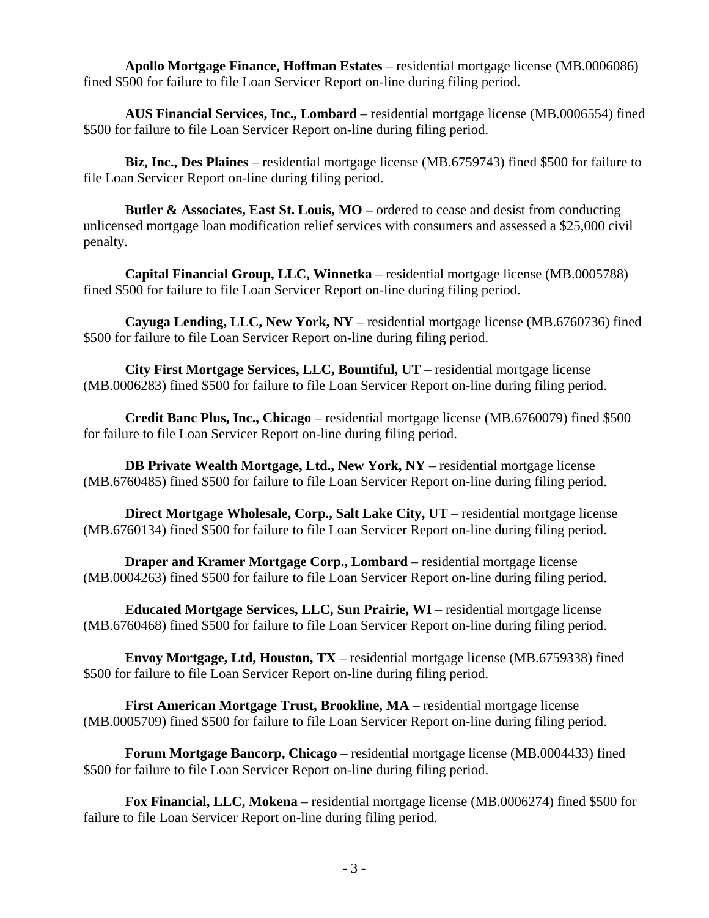**Apollo Mortgage Finance, Hoffman Estates** – residential mortgage license (MB.0006086) fined $500 for failure to file Loan Servicer Report on-line during filing period.

**AUS Financial Services, Inc., Lombard** – residential mortgage license (MB.0006554) fined $500 for failure to file Loan Servicer Report on-line during filing period.

**Biz, Inc., Des Plaines** – residential mortgage license (MB.6759743) fined $500 for failure to file Loan Servicer Report on-line during filing period.

**Butler & Associates, East St. Louis, MO –** ordered to cease and desist from conducting unlicensed mortgage loan modification relief services with consumers and assessed a $25,000 civil penalty.

**Capital Financial Group, LLC, Winnetka** – residential mortgage license (MB.0005788) fined $500 for failure to file Loan Servicer Report on-line during filing period.

**Cayuga Lending, LLC, New York, NY** – residential mortgage license (MB.6760736) fined $500 for failure to file Loan Servicer Report on-line during filing period.

**City First Mortgage Services, LLC, Bountiful, UT** – residential mortgage license (MB.0006283) fined $500 for failure to file Loan Servicer Report on-line during filing period.

**Credit Banc Plus, Inc., Chicago** – residential mortgage license (MB.6760079) fined $500 for failure to file Loan Servicer Report on-line during filing period.

**DB Private Wealth Mortgage, Ltd., New York, NY** – residential mortgage license (MB.6760485) fined $500 for failure to file Loan Servicer Report on-line during filing period.

**Direct Mortgage Wholesale, Corp., Salt Lake City, UT** – residential mortgage license (MB.6760134) fined $500 for failure to file Loan Servicer Report on-line during filing period.

**Draper and Kramer Mortgage Corp., Lombard** – residential mortgage license (MB.0004263) fined $500 for failure to file Loan Servicer Report on-line during filing period.

**Educated Mortgage Services, LLC, Sun Prairie, WI** – residential mortgage license (MB.6760468) fined $500 for failure to file Loan Servicer Report on-line during filing period.

**Envoy Mortgage, Ltd, Houston, TX** – residential mortgage license (MB.6759338) fined $500 for failure to file Loan Servicer Report on-line during filing period.

**First American Mortgage Trust, Brookline, MA** – residential mortgage license (MB.0005709) fined $500 for failure to file Loan Servicer Report on-line during filing period.

**Forum Mortgage Bancorp, Chicago** – residential mortgage license (MB.0004433) fined $500 for failure to file Loan Servicer Report on-line during filing period.

**Fox Financial, LLC, Mokena** – residential mortgage license (MB.0006274) fined $500 for failure to file Loan Servicer Report on-line during filing period.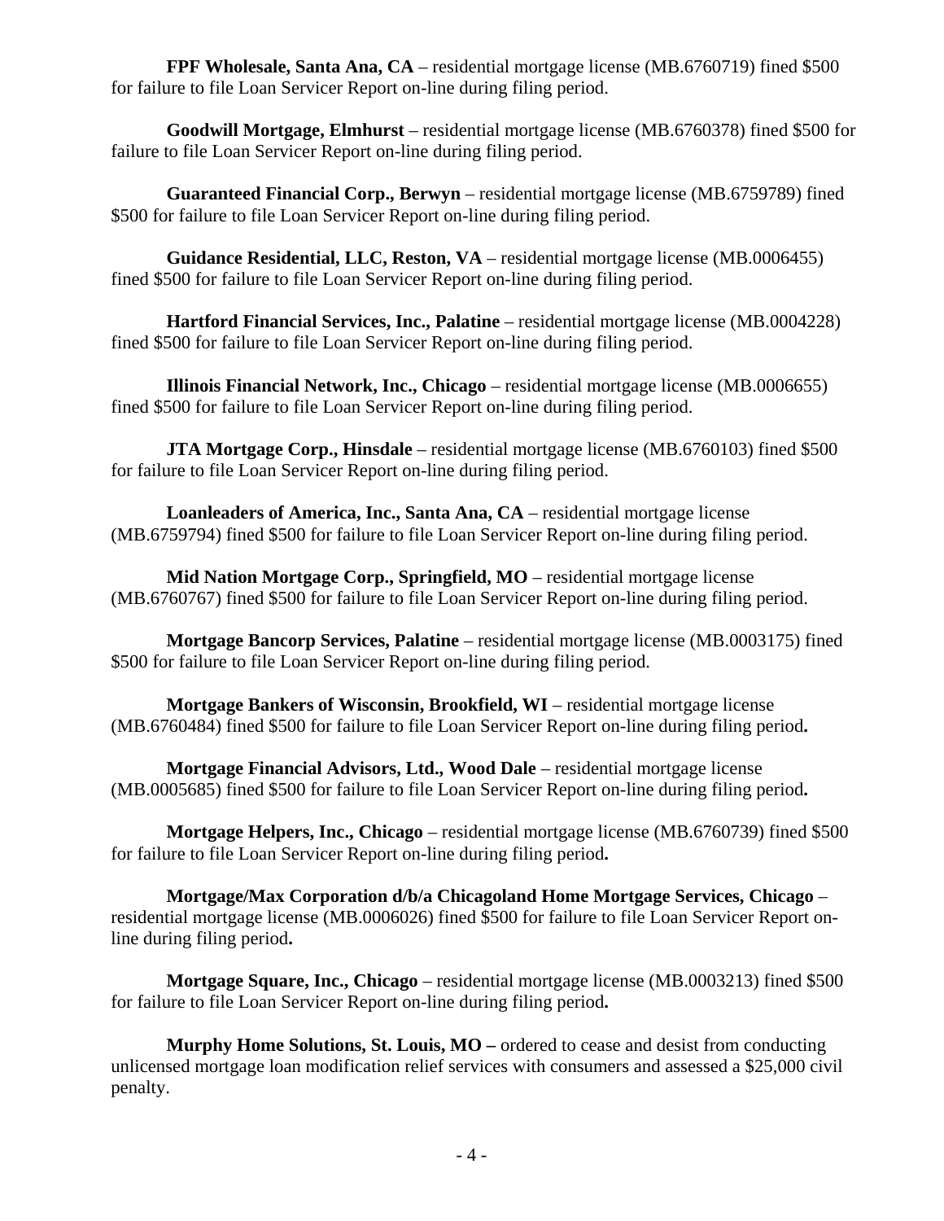**FPF Wholesale, Santa Ana, CA** – residential mortgage license (MB.6760719) fined $500 for failure to file Loan Servicer Report on-line during filing period.

**Goodwill Mortgage, Elmhurst** – residential mortgage license (MB.6760378) fined $500 for failure to file Loan Servicer Report on-line during filing period.

**Guaranteed Financial Corp., Berwyn** – residential mortgage license (MB.6759789) fined $500 for failure to file Loan Servicer Report on-line during filing period.

**Guidance Residential, LLC, Reston, VA** – residential mortgage license (MB.0006455) fined $500 for failure to file Loan Servicer Report on-line during filing period.

**Hartford Financial Services, Inc., Palatine** – residential mortgage license (MB.0004228) fined $500 for failure to file Loan Servicer Report on-line during filing period.

**Illinois Financial Network, Inc., Chicago** – residential mortgage license (MB.0006655) fined $500 for failure to file Loan Servicer Report on-line during filing period.

**JTA Mortgage Corp., Hinsdale** – residential mortgage license (MB.6760103) fined $500 for failure to file Loan Servicer Report on-line during filing period.

**Loanleaders of America, Inc., Santa Ana, CA** – residential mortgage license (MB.6759794) fined $500 for failure to file Loan Servicer Report on-line during filing period.

**Mid Nation Mortgage Corp., Springfield, MO** – residential mortgage license (MB.6760767) fined $500 for failure to file Loan Servicer Report on-line during filing period.

**Mortgage Bancorp Services, Palatine** – residential mortgage license (MB.0003175) fined $500 for failure to file Loan Servicer Report on-line during filing period.

**Mortgage Bankers of Wisconsin, Brookfield, WI** – residential mortgage license (MB.6760484) fined $500 for failure to file Loan Servicer Report on-line during filing period.

**Mortgage Financial Advisors, Ltd., Wood Dale** – residential mortgage license (MB.0005685) fined $500 for failure to file Loan Servicer Report on-line during filing period.

**Mortgage Helpers, Inc., Chicago** – residential mortgage license (MB.6760739) fined $500 for failure to file Loan Servicer Report on-line during filing period.

**Mortgage/Max Corporation d/b/a Chicagoland Home Mortgage Services, Chicago** – residential mortgage license (MB.0006026) fined $500 for failure to file Loan Servicer Report on-line during filing period.

**Mortgage Square, Inc., Chicago** – residential mortgage license (MB.0003213) fined $500 for failure to file Loan Servicer Report on-line during filing period.

**Murphy Home Solutions, St. Louis, MO –** ordered to cease and desist from conducting unlicensed mortgage loan modification relief services with consumers and assessed a $25,000 civil penalty.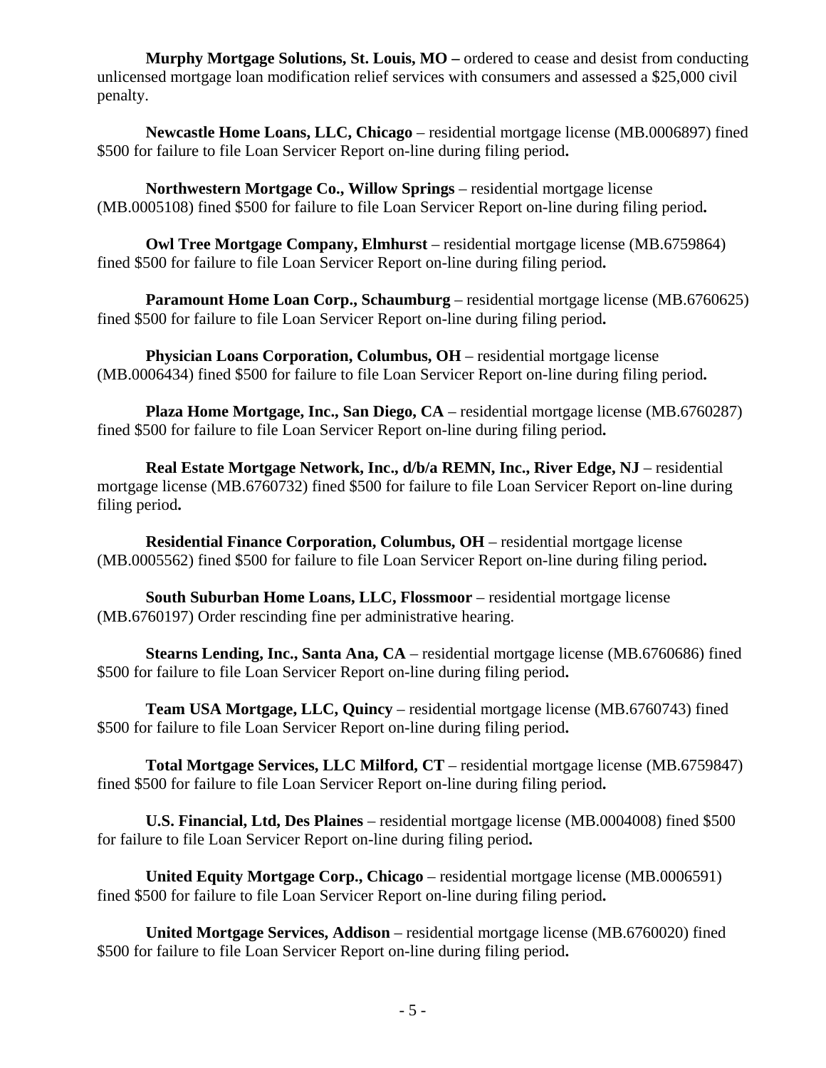**Murphy Mortgage Solutions, St. Louis, MO –** ordered to cease and desist from conducting unlicensed mortgage loan modification relief services with consumers and assessed a $25,000 civil penalty.

**Newcastle Home Loans, LLC, Chicago** – residential mortgage license (MB.0006897) fined $500 for failure to file Loan Servicer Report on-line during filing period**.**

**Northwestern Mortgage Co., Willow Springs** – residential mortgage license (MB.0005108) fined $500 for failure to file Loan Servicer Report on-line during filing period**.**

**Owl Tree Mortgage Company, Elmhurst** – residential mortgage license (MB.6759864) fined $500 for failure to file Loan Servicer Report on-line during filing period**.**

**Paramount Home Loan Corp., Schaumburg** – residential mortgage license (MB.6760625) fined $500 for failure to file Loan Servicer Report on-line during filing period**.**

**Physician Loans Corporation, Columbus, OH** – residential mortgage license (MB.0006434) fined $500 for failure to file Loan Servicer Report on-line during filing period**.**

**Plaza Home Mortgage, Inc., San Diego, CA** – residential mortgage license (MB.6760287) fined $500 for failure to file Loan Servicer Report on-line during filing period**.**

**Real Estate Mortgage Network, Inc., d/b/a REMN, Inc., River Edge, NJ** – residential mortgage license (MB.6760732) fined $500 for failure to file Loan Servicer Report on-line during filing period**.**

**Residential Finance Corporation, Columbus, OH** – residential mortgage license (MB.0005562) fined $500 for failure to file Loan Servicer Report on-line during filing period**.**

**South Suburban Home Loans, LLC, Flossmoor** – residential mortgage license (MB.6760197) Order rescinding fine per administrative hearing.

**Stearns Lending, Inc., Santa Ana, CA** – residential mortgage license (MB.6760686) fined $500 for failure to file Loan Servicer Report on-line during filing period**.**

**Team USA Mortgage, LLC, Quincy** – residential mortgage license (MB.6760743) fined $500 for failure to file Loan Servicer Report on-line during filing period**.**

**Total Mortgage Services, LLC Milford, CT** – residential mortgage license (MB.6759847) fined $500 for failure to file Loan Servicer Report on-line during filing period**.**

**U.S. Financial, Ltd, Des Plaines** – residential mortgage license (MB.0004008) fined $500 for failure to file Loan Servicer Report on-line during filing period**.**

**United Equity Mortgage Corp., Chicago** – residential mortgage license (MB.0006591) fined $500 for failure to file Loan Servicer Report on-line during filing period**.**

**United Mortgage Services, Addison** – residential mortgage license (MB.6760020) fined $500 for failure to file Loan Servicer Report on-line during filing period**.**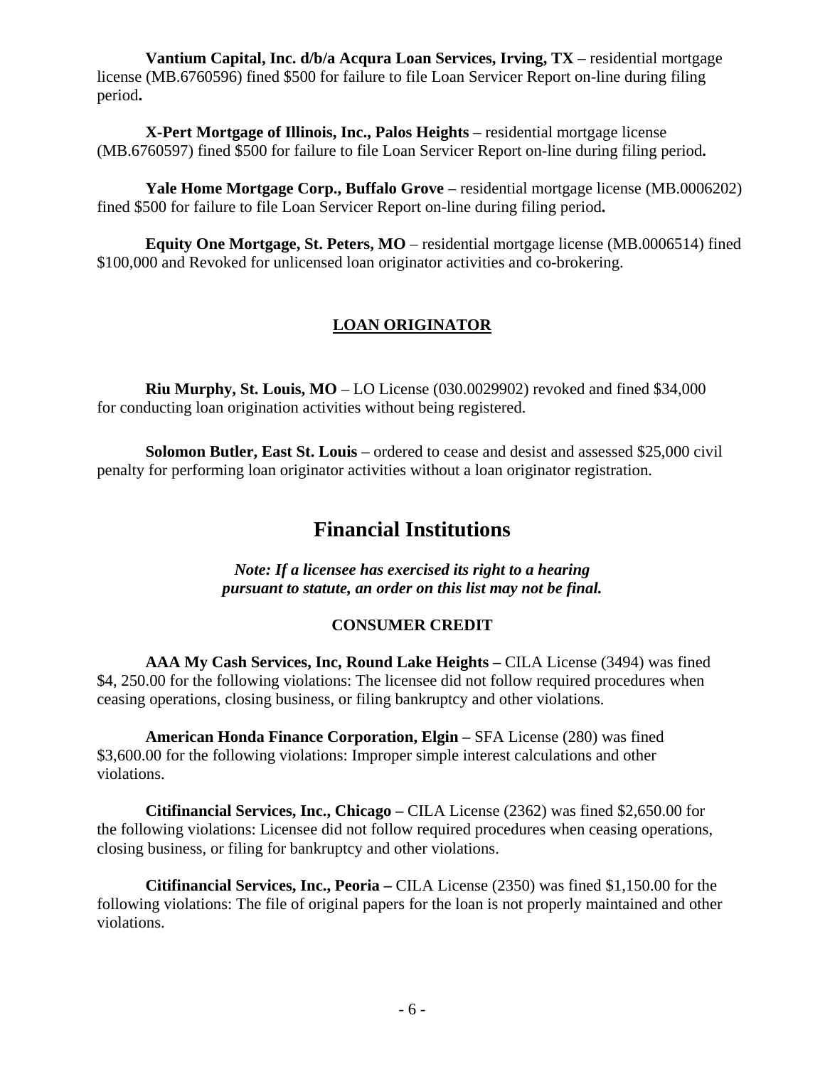**Vantium Capital, Inc. d/b/a Acqura Loan Services, Irving, TX** – residential mortgage license (MB.6760596) fined $500 for failure to file Loan Servicer Report on-line during filing period**.**

**X-Pert Mortgage of Illinois, Inc., Palos Heights** – residential mortgage license (MB.6760597) fined $500 for failure to file Loan Servicer Report on-line during filing period**.**

**Yale Home Mortgage Corp., Buffalo Grove** – residential mortgage license (MB.0006202) fined $500 for failure to file Loan Servicer Report on-line during filing period**.**

**Equity One Mortgage, St. Peters, MO** – residential mortgage license (MB.0006514) fined $100,000 and Revoked for unlicensed loan originator activities and co-brokering.

### LOAN ORIGINATOR

**Riu Murphy, St. Louis, MO** – LO License (030.0029902) revoked and fined $34,000 for conducting loan origination activities without being registered.

**Solomon Butler, East St. Louis** – ordered to cease and desist and assessed $25,000 civil penalty for performing loan originator activities without a loan originator registration.

# Financial Institutions

***Note: If a licensee has exercised its right to a hearing pursuant to statute, an order on this list may not be final.***

### CONSUMER CREDIT

**AAA My Cash Services, Inc, Round Lake Heights –** CILA License (3494) was fined $4, 250.00 for the following violations: The licensee did not follow required procedures when ceasing operations, closing business, or filing bankruptcy and other violations.

**American Honda Finance Corporation, Elgin –** SFA License (280) was fined $3,600.00 for the following violations: Improper simple interest calculations and other violations.

**Citifinancial Services, Inc., Chicago –** CILA License (2362) was fined $2,650.00 for the following violations: Licensee did not follow required procedures when ceasing operations, closing business, or filing for bankruptcy and other violations.

**Citifinancial Services, Inc., Peoria –** CILA License (2350) was fined $1,150.00 for the following violations: The file of original papers for the loan is not properly maintained and other violations.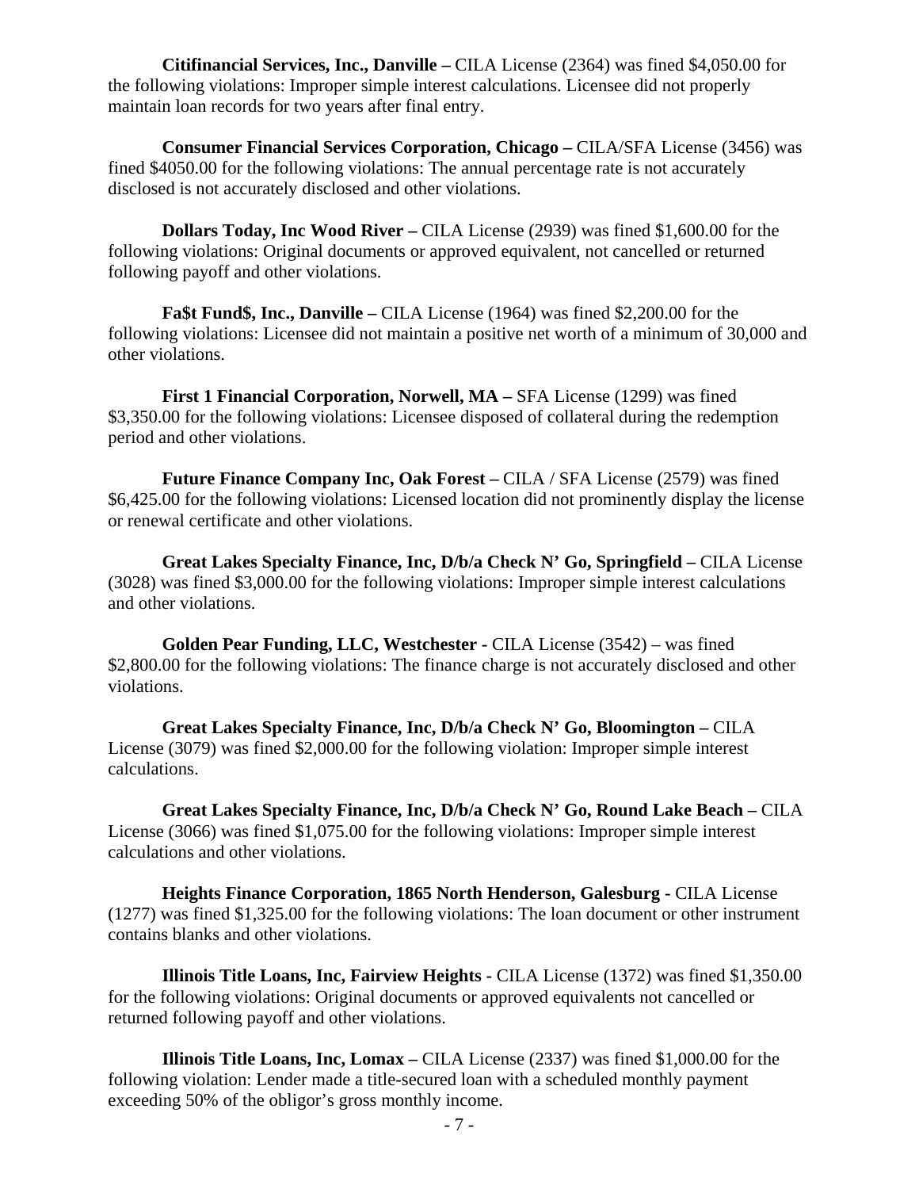**Citifinancial Services, Inc., Danville –** CILA License (2364) was fined $4,050.00 for the following violations: Improper simple interest calculations. Licensee did not properly maintain loan records for two years after final entry.

**Consumer Financial Services Corporation, Chicago –** CILA/SFA License (3456) was fined $4050.00 for the following violations: The annual percentage rate is not accurately disclosed is not accurately disclosed and other violations.

**Dollars Today, Inc Wood River –** CILA License (2939) was fined $1,600.00 for the following violations: Original documents or approved equivalent, not cancelled or returned following payoff and other violations.

**Fa$t Fund$, Inc., Danville –** CILA License (1964) was fined $2,200.00 for the following violations: Licensee did not maintain a positive net worth of a minimum of 30,000 and other violations.

**First 1 Financial Corporation, Norwell, MA –** SFA License (1299) was fined $3,350.00 for the following violations: Licensee disposed of collateral during the redemption period and other violations.

**Future Finance Company Inc, Oak Forest –** CILA / SFA License (2579) was fined $6,425.00 for the following violations: Licensed location did not prominently display the license or renewal certificate and other violations.

**Great Lakes Specialty Finance, Inc, D/b/a Check N' Go, Springfield –** CILA License (3028) was fined $3,000.00 for the following violations: Improper simple interest calculations and other violations.

**Golden Pear Funding, LLC, Westchester -** CILA License (3542) – was fined $2,800.00 for the following violations: The finance charge is not accurately disclosed and other violations.

**Great Lakes Specialty Finance, Inc, D/b/a Check N' Go, Bloomington –** CILA License (3079) was fined $2,000.00 for the following violation: Improper simple interest calculations.

**Great Lakes Specialty Finance, Inc, D/b/a Check N' Go, Round Lake Beach –** CILA License (3066) was fined $1,075.00 for the following violations: Improper simple interest calculations and other violations.

**Heights Finance Corporation, 1865 North Henderson, Galesburg** - CILA License (1277) was fined $1,325.00 for the following violations: The loan document or other instrument contains blanks and other violations.

**Illinois Title Loans, Inc, Fairview Heights** - CILA License (1372) was fined $1,350.00 for the following violations: Original documents or approved equivalents not cancelled or returned following payoff and other violations.

**Illinois Title Loans, Inc, Lomax –** CILA License (2337) was fined $1,000.00 for the following violation: Lender made a title-secured loan with a scheduled monthly payment exceeding 50% of the obligor's gross monthly income.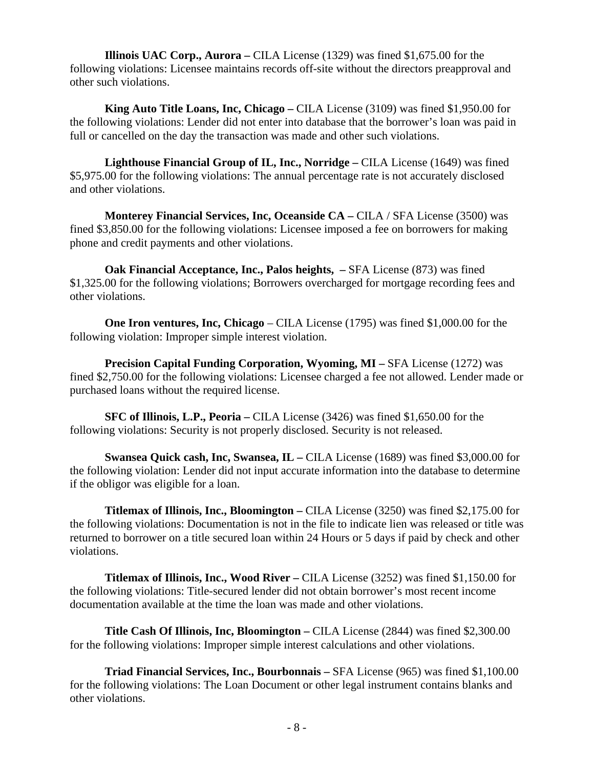**Illinois UAC Corp., Aurora –** CILA License (1329) was fined $1,675.00 for the following violations: Licensee maintains records off-site without the directors preapproval and other such violations.

**King Auto Title Loans, Inc, Chicago –** CILA License (3109) was fined $1,950.00 for the following violations: Lender did not enter into database that the borrower's loan was paid in full or cancelled on the day the transaction was made and other such violations.

**Lighthouse Financial Group of IL, Inc., Norridge –** CILA License (1649) was fined $5,975.00 for the following violations: The annual percentage rate is not accurately disclosed and other violations.

**Monterey Financial Services, Inc, Oceanside CA –** CILA / SFA License (3500) was fined $3,850.00 for the following violations: Licensee imposed a fee on borrowers for making phone and credit payments and other violations.

**Oak Financial Acceptance, Inc., Palos heights, –** SFA License (873) was fined $1,325.00 for the following violations; Borrowers overcharged for mortgage recording fees and other violations.

**One Iron ventures, Inc, Chicago** – CILA License (1795) was fined $1,000.00 for the following violation: Improper simple interest violation.

**Precision Capital Funding Corporation, Wyoming, MI –** SFA License (1272) was fined $2,750.00 for the following violations: Licensee charged a fee not allowed. Lender made or purchased loans without the required license.

**SFC of Illinois, L.P., Peoria –** CILA License (3426) was fined $1,650.00 for the following violations: Security is not properly disclosed. Security is not released.

**Swansea Quick cash, Inc, Swansea, IL –** CILA License (1689) was fined $3,000.00 for the following violation: Lender did not input accurate information into the database to determine if the obligor was eligible for a loan.

**Titlemax of Illinois, Inc., Bloomington –** CILA License (3250) was fined $2,175.00 for the following violations: Documentation is not in the file to indicate lien was released or title was returned to borrower on a title secured loan within 24 Hours or 5 days if paid by check and other violations.

**Titlemax of Illinois, Inc., Wood River –** CILA License (3252) was fined $1,150.00 for the following violations: Title-secured lender did not obtain borrower's most recent income documentation available at the time the loan was made and other violations.

**Title Cash Of Illinois, Inc, Bloomington –** CILA License (2844) was fined $2,300.00 for the following violations: Improper simple interest calculations and other violations.

**Triad Financial Services, Inc., Bourbonnais –** SFA License (965) was fined $1,100.00 for the following violations: The Loan Document or other legal instrument contains blanks and other violations.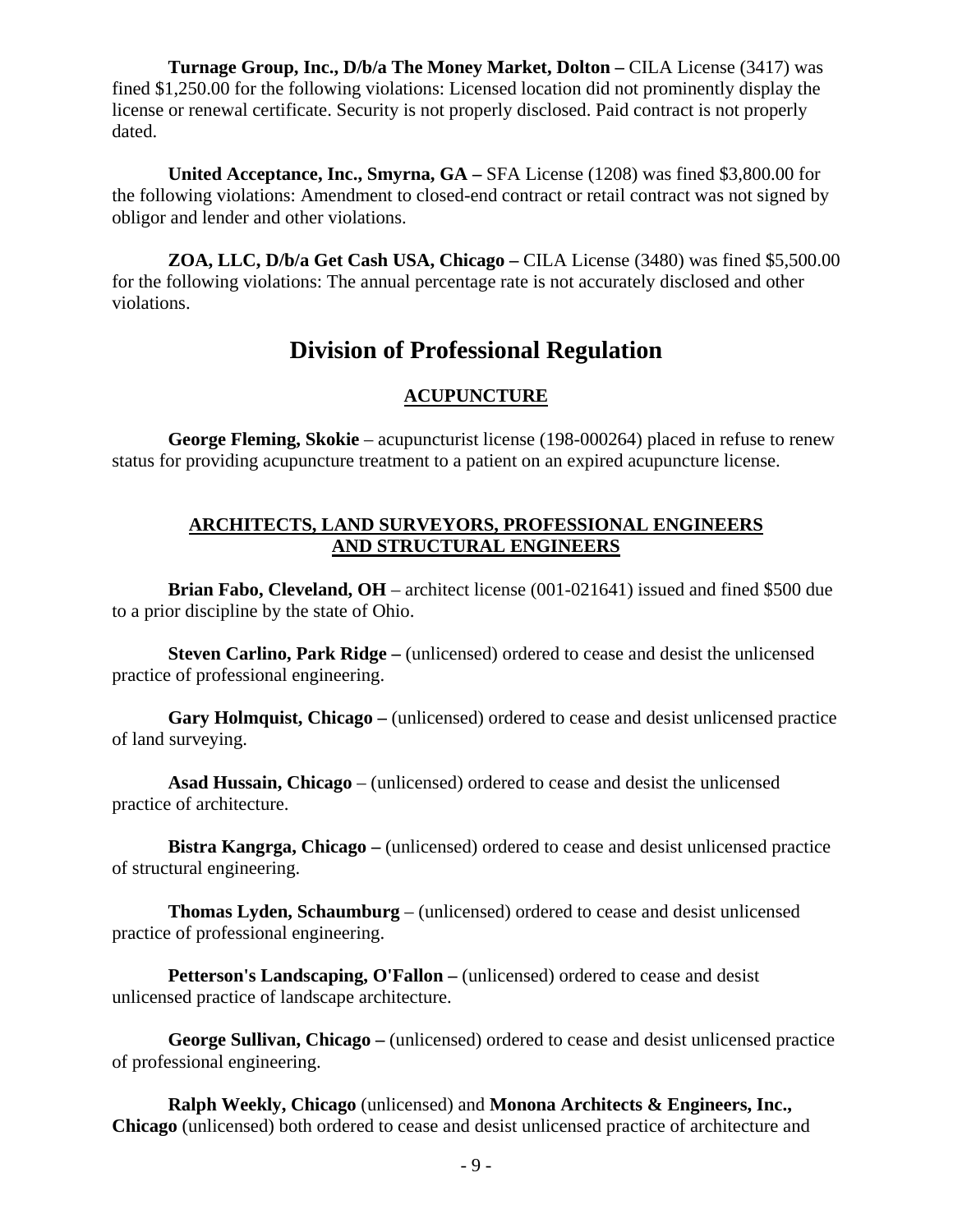**Turnage Group, Inc., D/b/a The Money Market, Dolton –** CILA License (3417) was fined $1,250.00 for the following violations: Licensed location did not prominently display the license or renewal certificate. Security is not properly disclosed. Paid contract is not properly dated.

**United Acceptance, Inc., Smyrna, GA –** SFA License (1208) was fined $3,800.00 for the following violations: Amendment to closed-end contract or retail contract was not signed by obligor and lender and other violations.

**ZOA, LLC, D/b/a Get Cash USA, Chicago –** CILA License (3480) was fined $5,500.00 for the following violations: The annual percentage rate is not accurately disclosed and other violations.

## Division of Professional Regulation

### ACUPUNCTURE

**George Fleming, Skokie** – acupuncturist license (198-000264) placed in refuse to renew status for providing acupuncture treatment to a patient on an expired acupuncture license.

### ARCHITECTS, LAND SURVEYORS, PROFESSIONAL ENGINEERS AND STRUCTURAL ENGINEERS

**Brian Fabo, Cleveland, OH** – architect license (001-021641) issued and fined $500 due to a prior discipline by the state of Ohio.

**Steven Carlino, Park Ridge –** (unlicensed) ordered to cease and desist the unlicensed practice of professional engineering.

**Gary Holmquist, Chicago –** (unlicensed) ordered to cease and desist unlicensed practice of land surveying.

**Asad Hussain, Chicago** – (unlicensed) ordered to cease and desist the unlicensed practice of architecture.

**Bistra Kangrga, Chicago –** (unlicensed) ordered to cease and desist unlicensed practice of structural engineering.

**Thomas Lyden, Schaumburg** – (unlicensed) ordered to cease and desist unlicensed practice of professional engineering.

**Petterson's Landscaping, O'Fallon –** (unlicensed) ordered to cease and desist unlicensed practice of landscape architecture.

**George Sullivan, Chicago –** (unlicensed) ordered to cease and desist unlicensed practice of professional engineering.

**Ralph Weekly, Chicago** (unlicensed) and **Monona Architects & Engineers, Inc., Chicago** (unlicensed) both ordered to cease and desist unlicensed practice of architecture and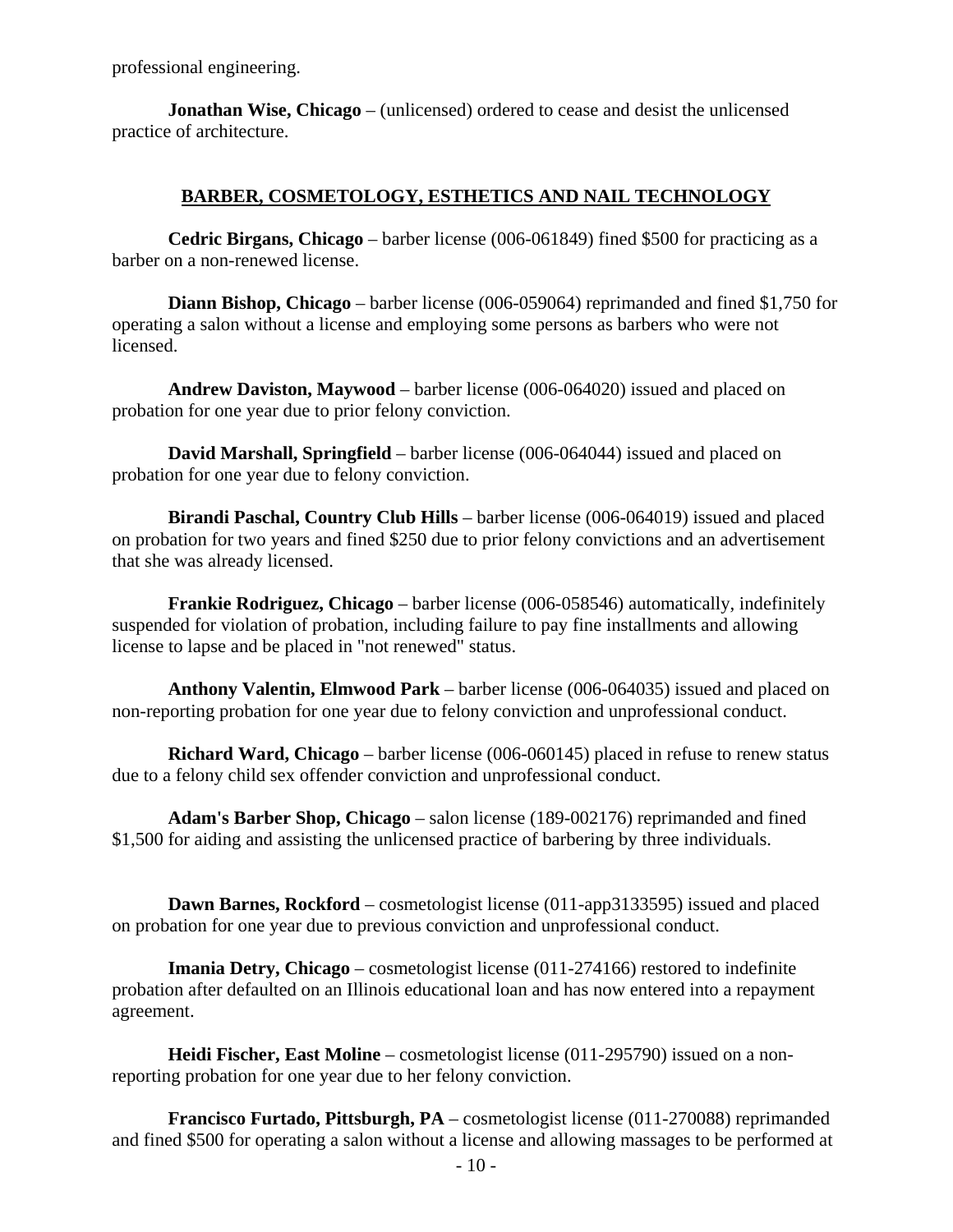professional engineering.

**Jonathan Wise, Chicago** – (unlicensed) ordered to cease and desist the unlicensed practice of architecture.

## BARBER, COSMETOLOGY, ESTHETICS AND NAIL TECHNOLOGY

**Cedric Birgans, Chicago** – barber license (006-061849) fined $500 for practicing as a barber on a non-renewed license.

**Diann Bishop, Chicago** – barber license (006-059064) reprimanded and fined $1,750 for operating a salon without a license and employing some persons as barbers who were not licensed.

**Andrew Daviston, Maywood** – barber license (006-064020) issued and placed on probation for one year due to prior felony conviction.

**David Marshall, Springfield** – barber license (006-064044) issued and placed on probation for one year due to felony conviction.

**Birandi Paschal, Country Club Hills** – barber license (006-064019) issued and placed on probation for two years and fined $250 due to prior felony convictions and an advertisement that she was already licensed.

**Frankie Rodriguez, Chicago** – barber license (006-058546) automatically, indefinitely suspended for violation of probation, including failure to pay fine installments and allowing license to lapse and be placed in "not renewed" status.

**Anthony Valentin, Elmwood Park** – barber license (006-064035) issued and placed on non-reporting probation for one year due to felony conviction and unprofessional conduct.

**Richard Ward, Chicago** – barber license (006-060145) placed in refuse to renew status due to a felony child sex offender conviction and unprofessional conduct.

**Adam's Barber Shop, Chicago** – salon license (189-002176) reprimanded and fined $1,500 for aiding and assisting the unlicensed practice of barbering by three individuals.

**Dawn Barnes, Rockford** – cosmetologist license (011-app3133595) issued and placed on probation for one year due to previous conviction and unprofessional conduct.

**Imania Detry, Chicago** – cosmetologist license (011-274166) restored to indefinite probation after defaulted on an Illinois educational loan and has now entered into a repayment agreement.

**Heidi Fischer, East Moline** – cosmetologist license (011-295790) issued on a non-reporting probation for one year due to her felony conviction.

**Francisco Furtado, Pittsburgh, PA** – cosmetologist license (011-270088) reprimanded and fined $500 for operating a salon without a license and allowing massages to be performed at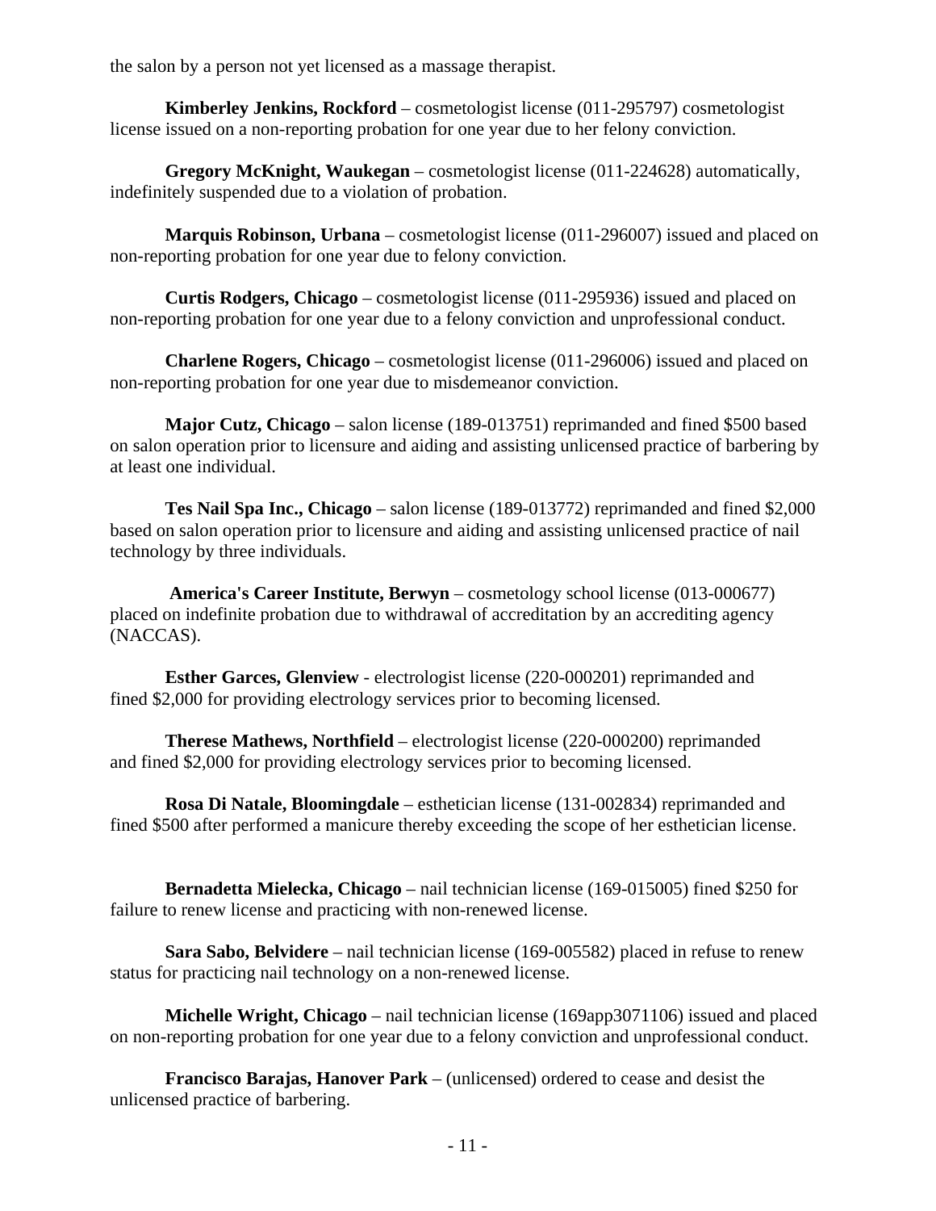the salon by a person not yet licensed as a massage therapist.

**Kimberley Jenkins, Rockford** – cosmetologist license (011-295797) cosmetologist license issued on a non-reporting probation for one year due to her felony conviction.

**Gregory McKnight, Waukegan** – cosmetologist license (011-224628) automatically, indefinitely suspended due to a violation of probation.

**Marquis Robinson, Urbana** – cosmetologist license (011-296007) issued and placed on non-reporting probation for one year due to felony conviction.

**Curtis Rodgers, Chicago** – cosmetologist license (011-295936) issued and placed on non-reporting probation for one year due to a felony conviction and unprofessional conduct.

**Charlene Rogers, Chicago** – cosmetologist license (011-296006) issued and placed on non-reporting probation for one year due to misdemeanor conviction.

**Major Cutz, Chicago** – salon license (189-013751) reprimanded and fined $500 based on salon operation prior to licensure and aiding and assisting unlicensed practice of barbering by at least one individual.

**Tes Nail Spa Inc., Chicago** – salon license (189-013772) reprimanded and fined $2,000 based on salon operation prior to licensure and aiding and assisting unlicensed practice of nail technology by three individuals.

**America's Career Institute, Berwyn** – cosmetology school license (013-000677) placed on indefinite probation due to withdrawal of accreditation by an accrediting agency (NACCAS).

**Esther Garces, Glenview** - electrologist license (220-000201) reprimanded and fined $2,000 for providing electrology services prior to becoming licensed.

**Therese Mathews, Northfield** – electrologist license (220-000200) reprimanded and fined $2,000 for providing electrology services prior to becoming licensed.

**Rosa Di Natale, Bloomingdale** – esthetician license (131-002834) reprimanded and fined $500 after performed a manicure thereby exceeding the scope of her esthetician license.

**Bernadetta Mielecka, Chicago** – nail technician license (169-015005) fined $250 for failure to renew license and practicing with non-renewed license.

**Sara Sabo, Belvidere** – nail technician license (169-005582) placed in refuse to renew status for practicing nail technology on a non-renewed license.

**Michelle Wright, Chicago** – nail technician license (169app3071106) issued and placed on non-reporting probation for one year due to a felony conviction and unprofessional conduct.

**Francisco Barajas, Hanover Park** – (unlicensed) ordered to cease and desist the unlicensed practice of barbering.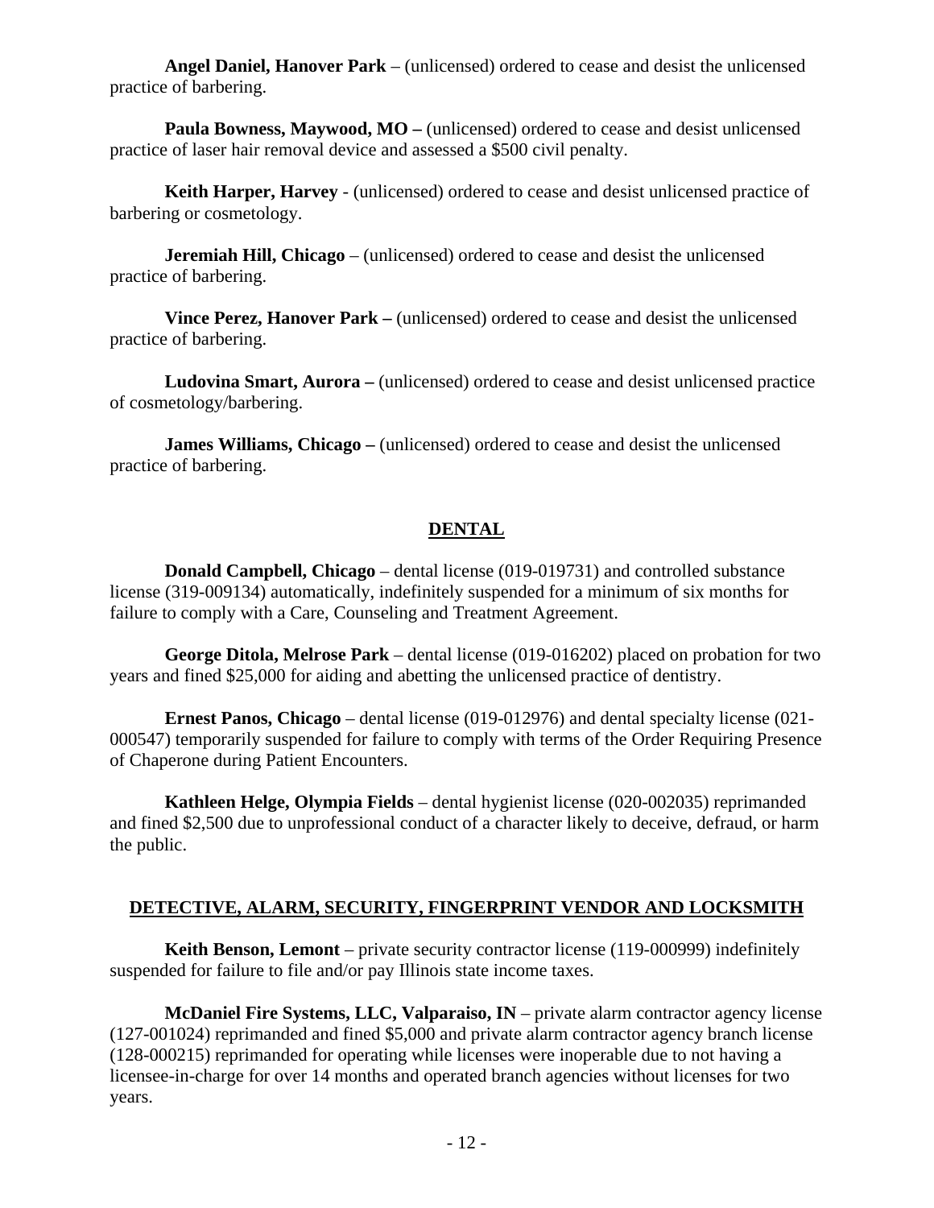**Angel Daniel, Hanover Park** – (unlicensed) ordered to cease and desist the unlicensed practice of barbering.

**Paula Bowness, Maywood, MO –** (unlicensed) ordered to cease and desist unlicensed practice of laser hair removal device and assessed a $500 civil penalty.

**Keith Harper, Harvey** - (unlicensed) ordered to cease and desist unlicensed practice of barbering or cosmetology.

**Jeremiah Hill, Chicago** – (unlicensed) ordered to cease and desist the unlicensed practice of barbering.

**Vince Perez, Hanover Park –** (unlicensed) ordered to cease and desist the unlicensed practice of barbering.

**Ludovina Smart, Aurora –** (unlicensed) ordered to cease and desist unlicensed practice of cosmetology/barbering.

**James Williams, Chicago –** (unlicensed) ordered to cease and desist the unlicensed practice of barbering.

## DENTAL

**Donald Campbell, Chicago** – dental license (019-019731) and controlled substance license (319-009134) automatically, indefinitely suspended for a minimum of six months for failure to comply with a Care, Counseling and Treatment Agreement.

**George Ditola, Melrose Park** – dental license (019-016202) placed on probation for two years and fined $25,000 for aiding and abetting the unlicensed practice of dentistry.

**Ernest Panos, Chicago** – dental license (019-012976) and dental specialty license (021-000547) temporarily suspended for failure to comply with terms of the Order Requiring Presence of Chaperone during Patient Encounters.

**Kathleen Helge, Olympia Fields** – dental hygienist license (020-002035) reprimanded and fined $2,500 due to unprofessional conduct of a character likely to deceive, defraud, or harm the public.

## DETECTIVE, ALARM, SECURITY, FINGERPRINT VENDOR AND LOCKSMITH

**Keith Benson, Lemont** – private security contractor license (119-000999) indefinitely suspended for failure to file and/or pay Illinois state income taxes.

**McDaniel Fire Systems, LLC, Valparaiso, IN** – private alarm contractor agency license (127-001024) reprimanded and fined $5,000 and private alarm contractor agency branch license (128-000215) reprimanded for operating while licenses were inoperable due to not having a licensee-in-charge for over 14 months and operated branch agencies without licenses for two years.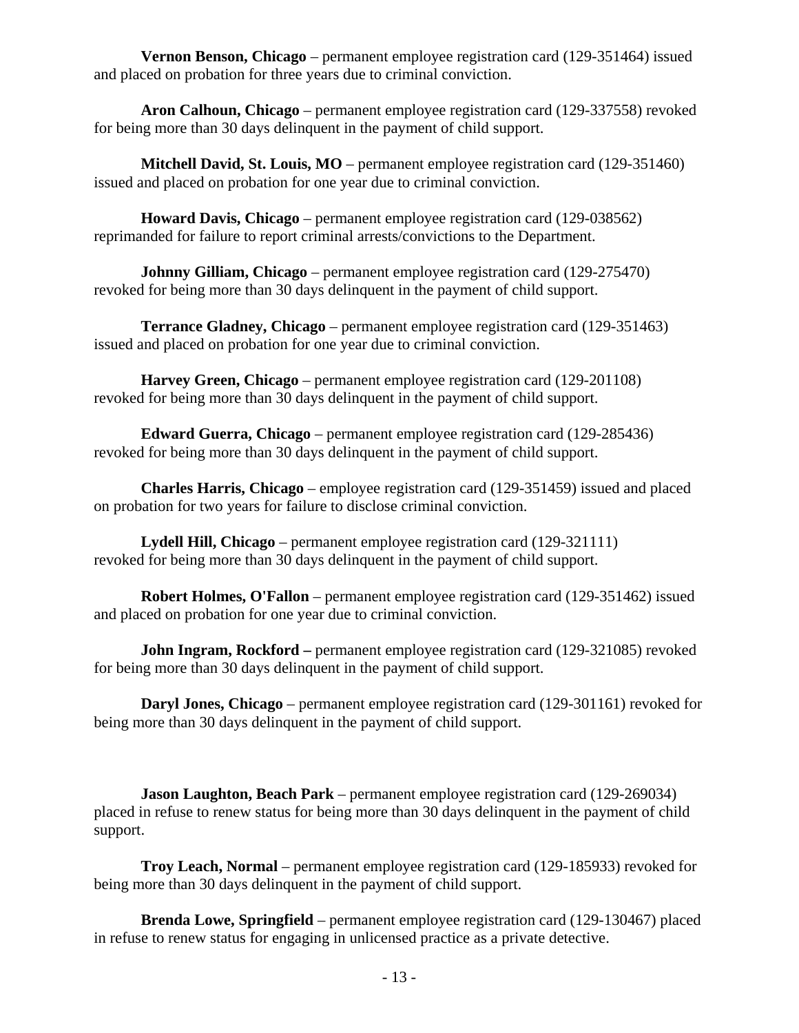**Vernon Benson, Chicago** – permanent employee registration card (129-351464) issued and placed on probation for three years due to criminal conviction.

**Aron Calhoun, Chicago** – permanent employee registration card (129-337558) revoked for being more than 30 days delinquent in the payment of child support.

**Mitchell David, St. Louis, MO** – permanent employee registration card (129-351460) issued and placed on probation for one year due to criminal conviction.

**Howard Davis, Chicago** – permanent employee registration card (129-038562) reprimanded for failure to report criminal arrests/convictions to the Department.

**Johnny Gilliam, Chicago** – permanent employee registration card (129-275470) revoked for being more than 30 days delinquent in the payment of child support.

**Terrance Gladney, Chicago** – permanent employee registration card (129-351463) issued and placed on probation for one year due to criminal conviction.

**Harvey Green, Chicago** – permanent employee registration card (129-201108) revoked for being more than 30 days delinquent in the payment of child support.

**Edward Guerra, Chicago** – permanent employee registration card (129-285436) revoked for being more than 30 days delinquent in the payment of child support.

**Charles Harris, Chicago** – employee registration card (129-351459) issued and placed on probation for two years for failure to disclose criminal conviction.

**Lydell Hill, Chicago** – permanent employee registration card (129-321111) revoked for being more than 30 days delinquent in the payment of child support.

**Robert Holmes, O'Fallon** – permanent employee registration card (129-351462) issued and placed on probation for one year due to criminal conviction.

**John Ingram, Rockford –** permanent employee registration card (129-321085) revoked for being more than 30 days delinquent in the payment of child support.

**Daryl Jones, Chicago** – permanent employee registration card (129-301161) revoked for being more than 30 days delinquent in the payment of child support.

**Jason Laughton, Beach Park** – permanent employee registration card (129-269034) placed in refuse to renew status for being more than 30 days delinquent in the payment of child support.

**Troy Leach, Normal** – permanent employee registration card (129-185933) revoked for being more than 30 days delinquent in the payment of child support.

**Brenda Lowe, Springfield** – permanent employee registration card (129-130467) placed in refuse to renew status for engaging in unlicensed practice as a private detective.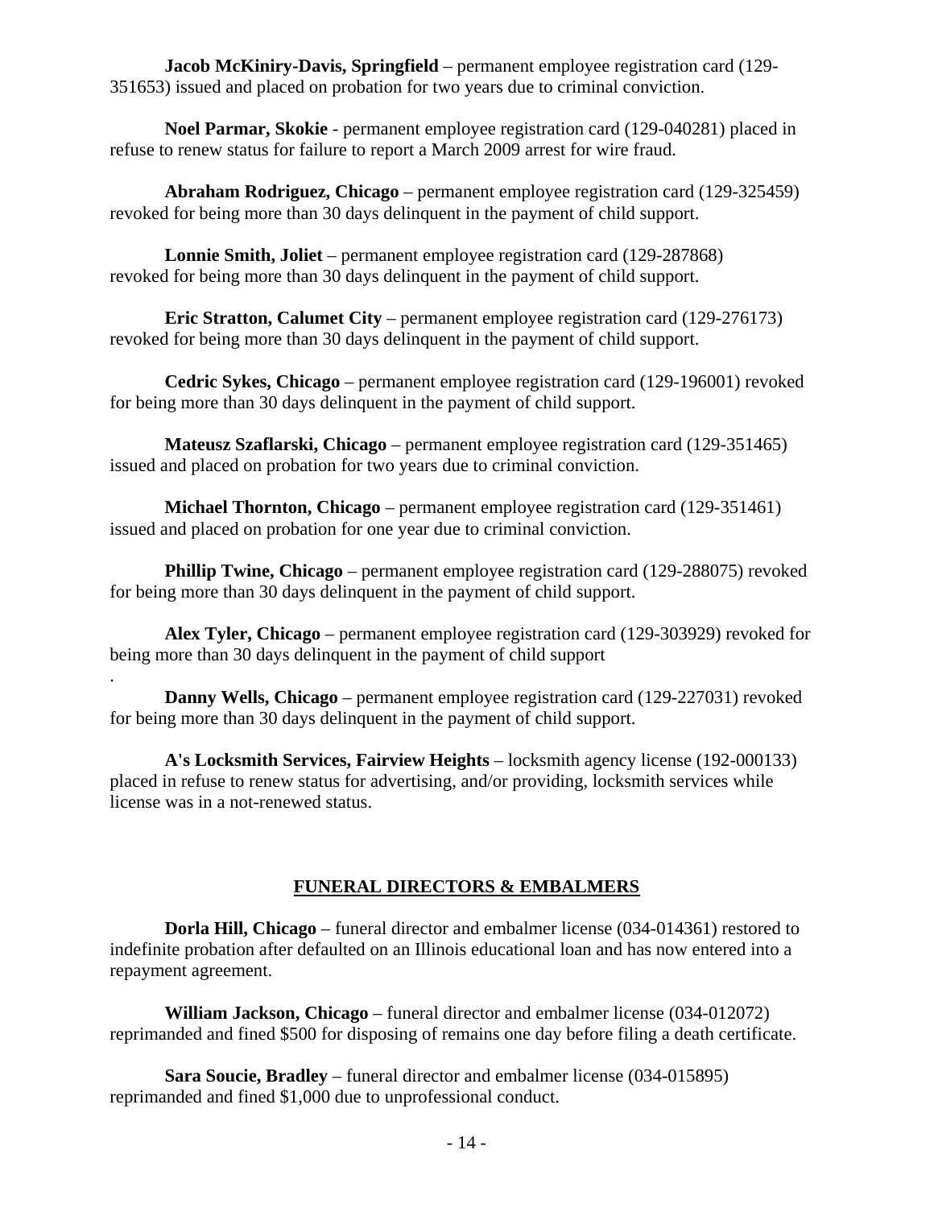**Jacob McKiniry-Davis, Springfield** – permanent employee registration card (129-351653) issued and placed on probation for two years due to criminal conviction.

**Noel Parmar, Skokie** - permanent employee registration card (129-040281) placed in refuse to renew status for failure to report a March 2009 arrest for wire fraud.

**Abraham Rodriguez, Chicago** – permanent employee registration card (129-325459) revoked for being more than 30 days delinquent in the payment of child support.

**Lonnie Smith, Joliet** – permanent employee registration card (129-287868) revoked for being more than 30 days delinquent in the payment of child support.

**Eric Stratton, Calumet City** – permanent employee registration card (129-276173) revoked for being more than 30 days delinquent in the payment of child support.

**Cedric Sykes, Chicago** – permanent employee registration card (129-196001) revoked for being more than 30 days delinquent in the payment of child support.

**Mateusz Szaflarski, Chicago** – permanent employee registration card (129-351465) issued and placed on probation for two years due to criminal conviction.

**Michael Thornton, Chicago** – permanent employee registration card (129-351461) issued and placed on probation for one year due to criminal conviction.

**Phillip Twine, Chicago** – permanent employee registration card (129-288075) revoked for being more than 30 days delinquent in the payment of child support.

**Alex Tyler, Chicago** – permanent employee registration card (129-303929) revoked for being more than 30 days delinquent in the payment of child support
.

**Danny Wells, Chicago** – permanent employee registration card (129-227031) revoked for being more than 30 days delinquent in the payment of child support.

**A's Locksmith Services, Fairview Heights** – locksmith agency license (192-000133) placed in refuse to renew status for advertising, and/or providing, locksmith services while license was in a not-renewed status.

## FUNERAL DIRECTORS & EMBALMERS

**Dorla Hill, Chicago** – funeral director and embalmer license (034-014361) restored to indefinite probation after defaulted on an Illinois educational loan and has now entered into a repayment agreement.

**William Jackson, Chicago** – funeral director and embalmer license (034-012072) reprimanded and fined $500 for disposing of remains one day before filing a death certificate.

**Sara Soucie, Bradley** – funeral director and embalmer license (034-015895) reprimanded and fined $1,000 due to unprofessional conduct.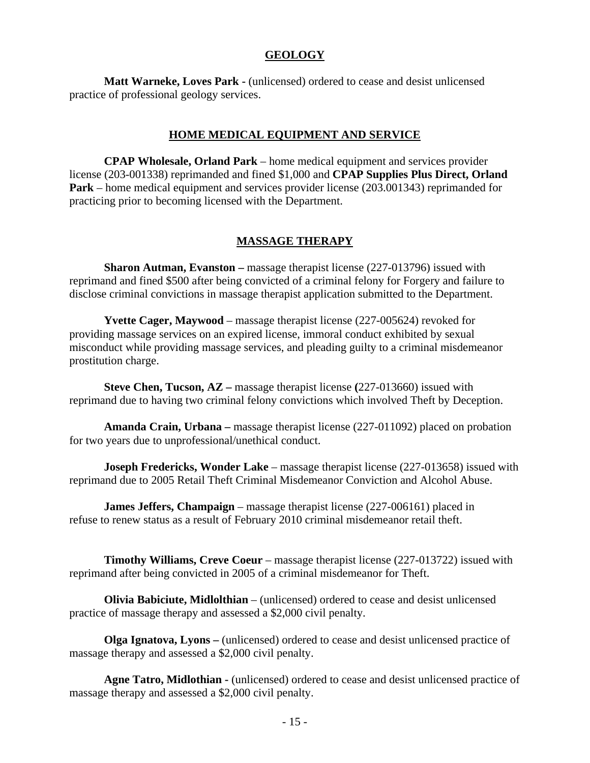## GEOLOGY

**Matt Warneke, Loves Park -** (unlicensed) ordered to cease and desist unlicensed practice of professional geology services.

## HOME MEDICAL EQUIPMENT AND SERVICE

**CPAP Wholesale, Orland Park** – home medical equipment and services provider license (203-001338) reprimanded and fined $1,000 and **CPAP Supplies Plus Direct, Orland Park** – home medical equipment and services provider license (203.001343) reprimanded for practicing prior to becoming licensed with the Department.

## MASSAGE THERAPY

**Sharon Autman, Evanston –** massage therapist license (227-013796) issued with reprimand and fined $500 after being convicted of a criminal felony for Forgery and failure to disclose criminal convictions in massage therapist application submitted to the Department.

**Yvette Cager, Maywood** – massage therapist license (227-005624) revoked for providing massage services on an expired license, immoral conduct exhibited by sexual misconduct while providing massage services, and pleading guilty to a criminal misdemeanor prostitution charge.

**Steve Chen, Tucson, AZ –** massage therapist license **(**227-013660) issued with reprimand due to having two criminal felony convictions which involved Theft by Deception.

**Amanda Crain, Urbana –** massage therapist license (227-011092) placed on probation for two years due to unprofessional/unethical conduct.

**Joseph Fredericks, Wonder Lake** – massage therapist license (227-013658) issued with reprimand due to 2005 Retail Theft Criminal Misdemeanor Conviction and Alcohol Abuse.

**James Jeffers, Champaign** – massage therapist license (227-006161) placed in refuse to renew status as a result of February 2010 criminal misdemeanor retail theft.

**Timothy Williams, Creve Coeur** – massage therapist license (227-013722) issued with reprimand after being convicted in 2005 of a criminal misdemeanor for Theft.

**Olivia Babiciute, Midlolthian** – (unlicensed) ordered to cease and desist unlicensed practice of massage therapy and assessed a $2,000 civil penalty.

**Olga Ignatova, Lyons –** (unlicensed) ordered to cease and desist unlicensed practice of massage therapy and assessed a $2,000 civil penalty.

**Agne Tatro, Midlothian -** (unlicensed) ordered to cease and desist unlicensed practice of massage therapy and assessed a $2,000 civil penalty.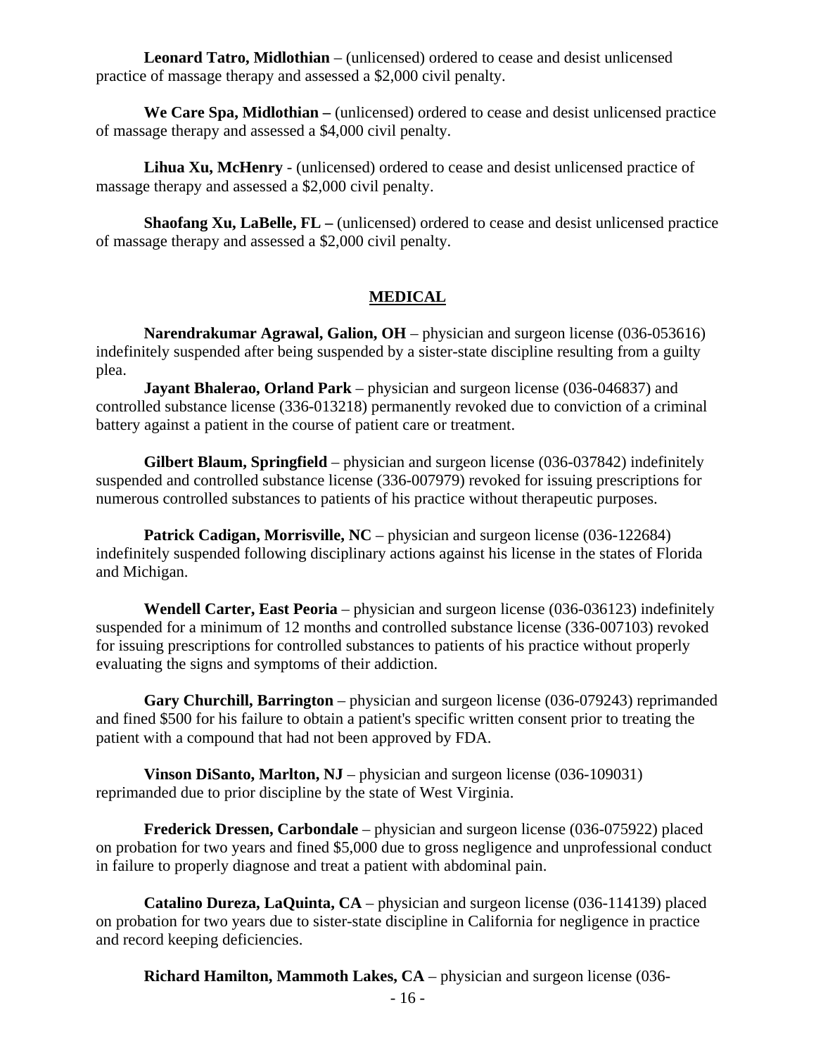**Leonard Tatro, Midlothian** – (unlicensed) ordered to cease and desist unlicensed practice of massage therapy and assessed a $2,000 civil penalty.

**We Care Spa, Midlothian –** (unlicensed) ordered to cease and desist unlicensed practice of massage therapy and assessed a $4,000 civil penalty.

**Lihua Xu, McHenry** - (unlicensed) ordered to cease and desist unlicensed practice of massage therapy and assessed a $2,000 civil penalty.

**Shaofang Xu, LaBelle, FL –** (unlicensed) ordered to cease and desist unlicensed practice of massage therapy and assessed a $2,000 civil penalty.

## MEDICAL

**Narendrakumar Agrawal, Galion, OH** – physician and surgeon license (036-053616) indefinitely suspended after being suspended by a sister-state discipline resulting from a guilty plea.

**Jayant Bhalerao, Orland Park** – physician and surgeon license (036-046837) and controlled substance license (336-013218) permanently revoked due to conviction of a criminal battery against a patient in the course of patient care or treatment.

**Gilbert Blaum, Springfield** – physician and surgeon license (036-037842) indefinitely suspended and controlled substance license (336-007979) revoked for issuing prescriptions for numerous controlled substances to patients of his practice without therapeutic purposes.

**Patrick Cadigan, Morrisville, NC** – physician and surgeon license (036-122684) indefinitely suspended following disciplinary actions against his license in the states of Florida and Michigan.

**Wendell Carter, East Peoria** – physician and surgeon license (036-036123) indefinitely suspended for a minimum of 12 months and controlled substance license (336-007103) revoked for issuing prescriptions for controlled substances to patients of his practice without properly evaluating the signs and symptoms of their addiction.

**Gary Churchill, Barrington** – physician and surgeon license (036-079243) reprimanded and fined $500 for his failure to obtain a patient's specific written consent prior to treating the patient with a compound that had not been approved by FDA.

**Vinson DiSanto, Marlton, NJ** – physician and surgeon license (036-109031) reprimanded due to prior discipline by the state of West Virginia.

**Frederick Dressen, Carbondale** – physician and surgeon license (036-075922) placed on probation for two years and fined $5,000 due to gross negligence and unprofessional conduct in failure to properly diagnose and treat a patient with abdominal pain.

**Catalino Dureza, LaQuinta, CA** – physician and surgeon license (036-114139) placed on probation for two years due to sister-state discipline in California for negligence in practice and record keeping deficiencies.

**Richard Hamilton, Mammoth Lakes, CA** – physician and surgeon license (036-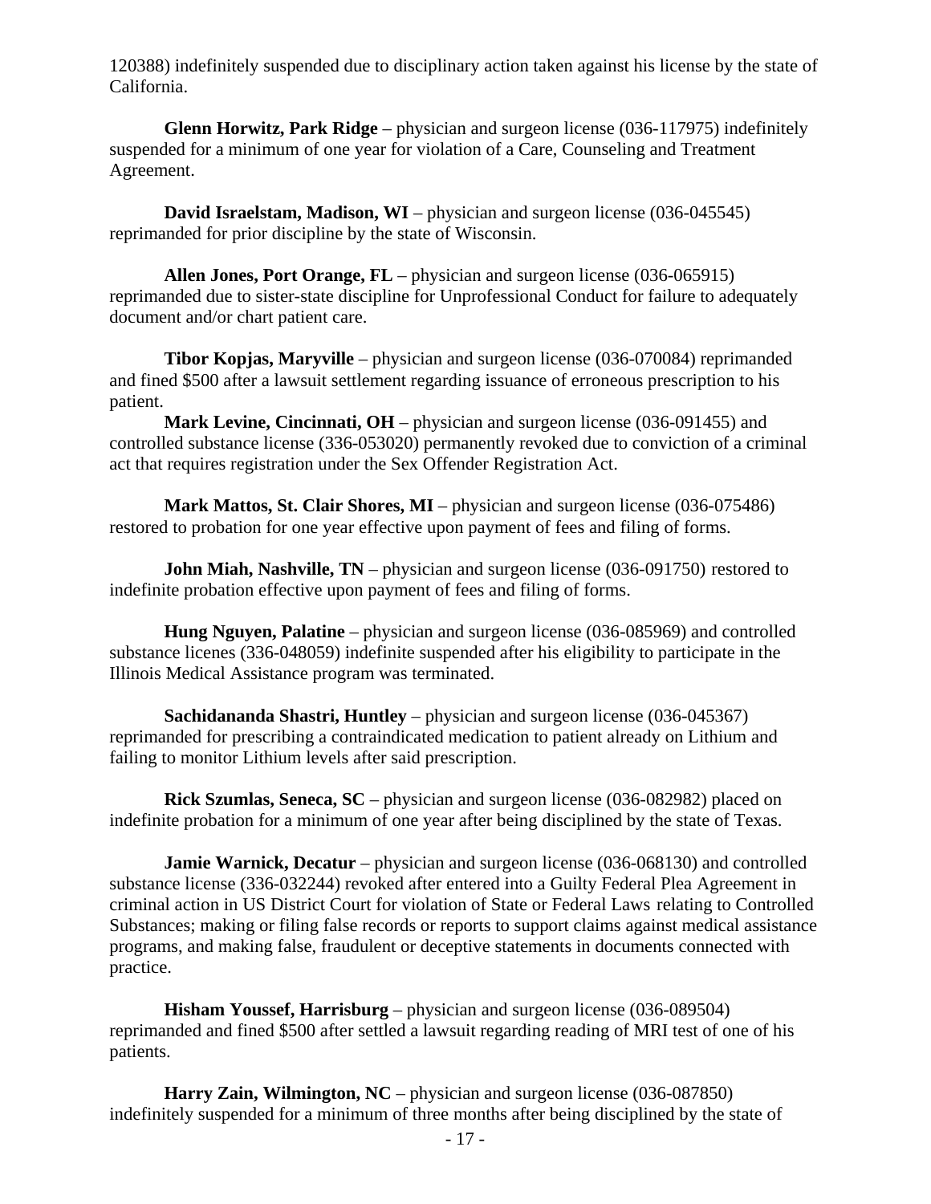120388) indefinitely suspended due to disciplinary action taken against his license by the state of California.

**Glenn Horwitz, Park Ridge** – physician and surgeon license (036-117975) indefinitely suspended for a minimum of one year for violation of a Care, Counseling and Treatment Agreement.

**David Israelstam, Madison, WI** – physician and surgeon license (036-045545) reprimanded for prior discipline by the state of Wisconsin.

**Allen Jones, Port Orange, FL** – physician and surgeon license (036-065915) reprimanded due to sister-state discipline for Unprofessional Conduct for failure to adequately document and/or chart patient care.

**Tibor Kopjas, Maryville** – physician and surgeon license (036-070084) reprimanded and fined $500 after a lawsuit settlement regarding issuance of erroneous prescription to his patient.

**Mark Levine, Cincinnati, OH** – physician and surgeon license (036-091455) and controlled substance license (336-053020) permanently revoked due to conviction of a criminal act that requires registration under the Sex Offender Registration Act.

**Mark Mattos, St. Clair Shores, MI** – physician and surgeon license (036-075486) restored to probation for one year effective upon payment of fees and filing of forms.

**John Miah, Nashville, TN** – physician and surgeon license (036-091750) restored to indefinite probation effective upon payment of fees and filing of forms.

**Hung Nguyen, Palatine** – physician and surgeon license (036-085969) and controlled substance licenes (336-048059) indefinite suspended after his eligibility to participate in the Illinois Medical Assistance program was terminated.

**Sachidananda Shastri, Huntley** – physician and surgeon license (036-045367) reprimanded for prescribing a contraindicated medication to patient already on Lithium and failing to monitor Lithium levels after said prescription.

**Rick Szumlas, Seneca, SC** – physician and surgeon license (036-082982) placed on indefinite probation for a minimum of one year after being disciplined by the state of Texas.

**Jamie Warnick, Decatur** – physician and surgeon license (036-068130) and controlled substance license (336-032244) revoked after entered into a Guilty Federal Plea Agreement in criminal action in US District Court for violation of State or Federal Laws relating to Controlled Substances; making or filing false records or reports to support claims against medical assistance programs, and making false, fraudulent or deceptive statements in documents connected with practice.

**Hisham Youssef, Harrisburg** – physician and surgeon license (036-089504) reprimanded and fined $500 after settled a lawsuit regarding reading of MRI test of one of his patients.

**Harry Zain, Wilmington, NC** – physician and surgeon license (036-087850) indefinitely suspended for a minimum of three months after being disciplined by the state of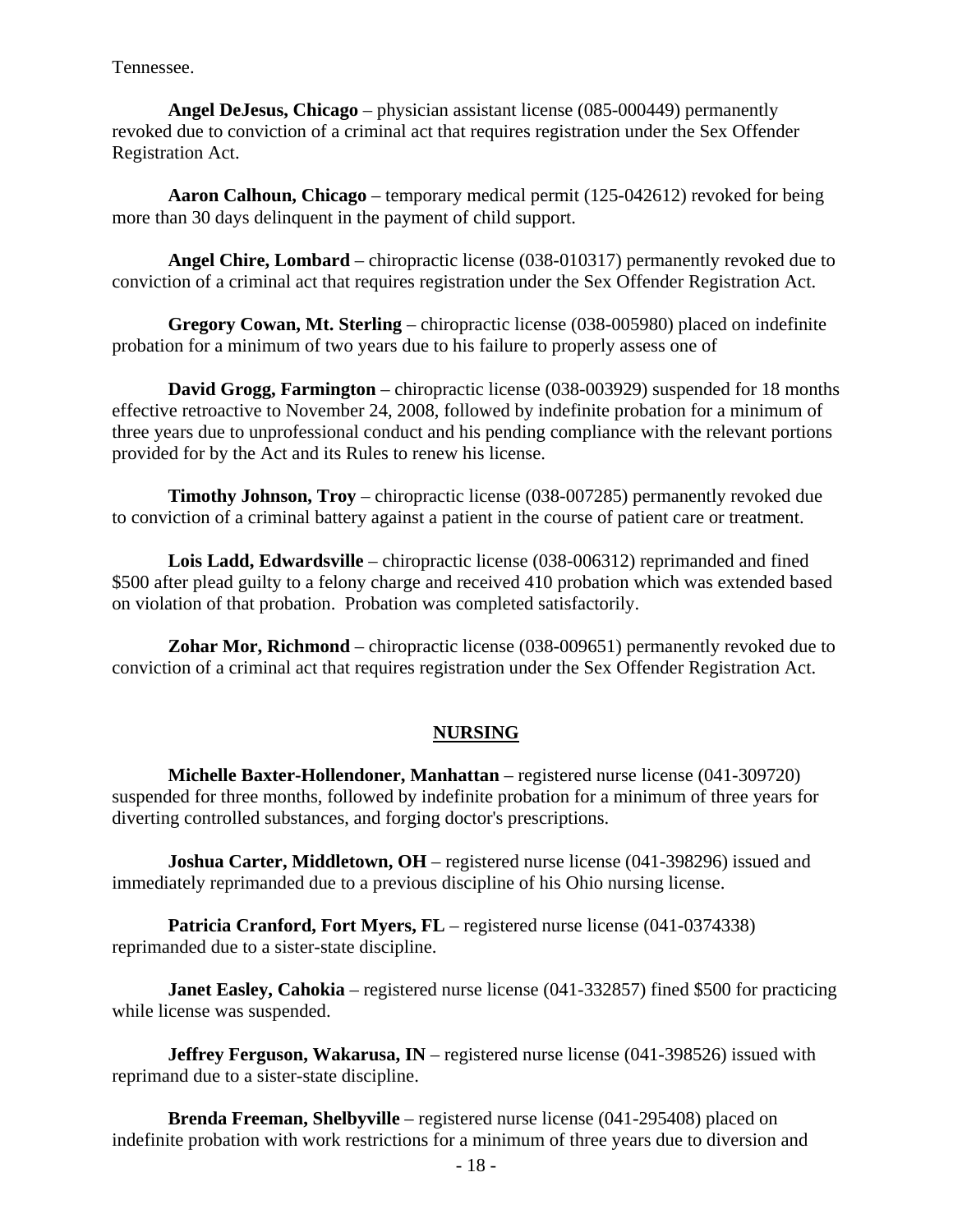Tennessee.

**Angel DeJesus, Chicago** – physician assistant license (085-000449) permanently revoked due to conviction of a criminal act that requires registration under the Sex Offender Registration Act.

**Aaron Calhoun, Chicago** – temporary medical permit (125-042612) revoked for being more than 30 days delinquent in the payment of child support.

**Angel Chire, Lombard** – chiropractic license (038-010317) permanently revoked due to conviction of a criminal act that requires registration under the Sex Offender Registration Act.

**Gregory Cowan, Mt. Sterling** – chiropractic license (038-005980) placed on indefinite probation for a minimum of two years due to his failure to properly assess one of

**David Grogg, Farmington** – chiropractic license (038-003929) suspended for 18 months effective retroactive to November 24, 2008, followed by indefinite probation for a minimum of three years due to unprofessional conduct and his pending compliance with the relevant portions provided for by the Act and its Rules to renew his license.

**Timothy Johnson, Troy** – chiropractic license (038-007285) permanently revoked due to conviction of a criminal battery against a patient in the course of patient care or treatment.

**Lois Ladd, Edwardsville** – chiropractic license (038-006312) reprimanded and fined $500 after plead guilty to a felony charge and received 410 probation which was extended based on violation of that probation. Probation was completed satisfactorily.

**Zohar Mor, Richmond** – chiropractic license (038-009651) permanently revoked due to conviction of a criminal act that requires registration under the Sex Offender Registration Act.

## NURSING

**Michelle Baxter-Hollendoner, Manhattan** – registered nurse license (041-309720) suspended for three months, followed by indefinite probation for a minimum of three years for diverting controlled substances, and forging doctor's prescriptions.

**Joshua Carter, Middletown, OH** – registered nurse license (041-398296) issued and immediately reprimanded due to a previous discipline of his Ohio nursing license.

**Patricia Cranford, Fort Myers, FL** – registered nurse license (041-0374338) reprimanded due to a sister-state discipline.

**Janet Easley, Cahokia** – registered nurse license (041-332857) fined $500 for practicing while license was suspended.

**Jeffrey Ferguson, Wakarusa, IN** – registered nurse license (041-398526) issued with reprimand due to a sister-state discipline.

**Brenda Freeman, Shelbyville** – registered nurse license (041-295408) placed on indefinite probation with work restrictions for a minimum of three years due to diversion and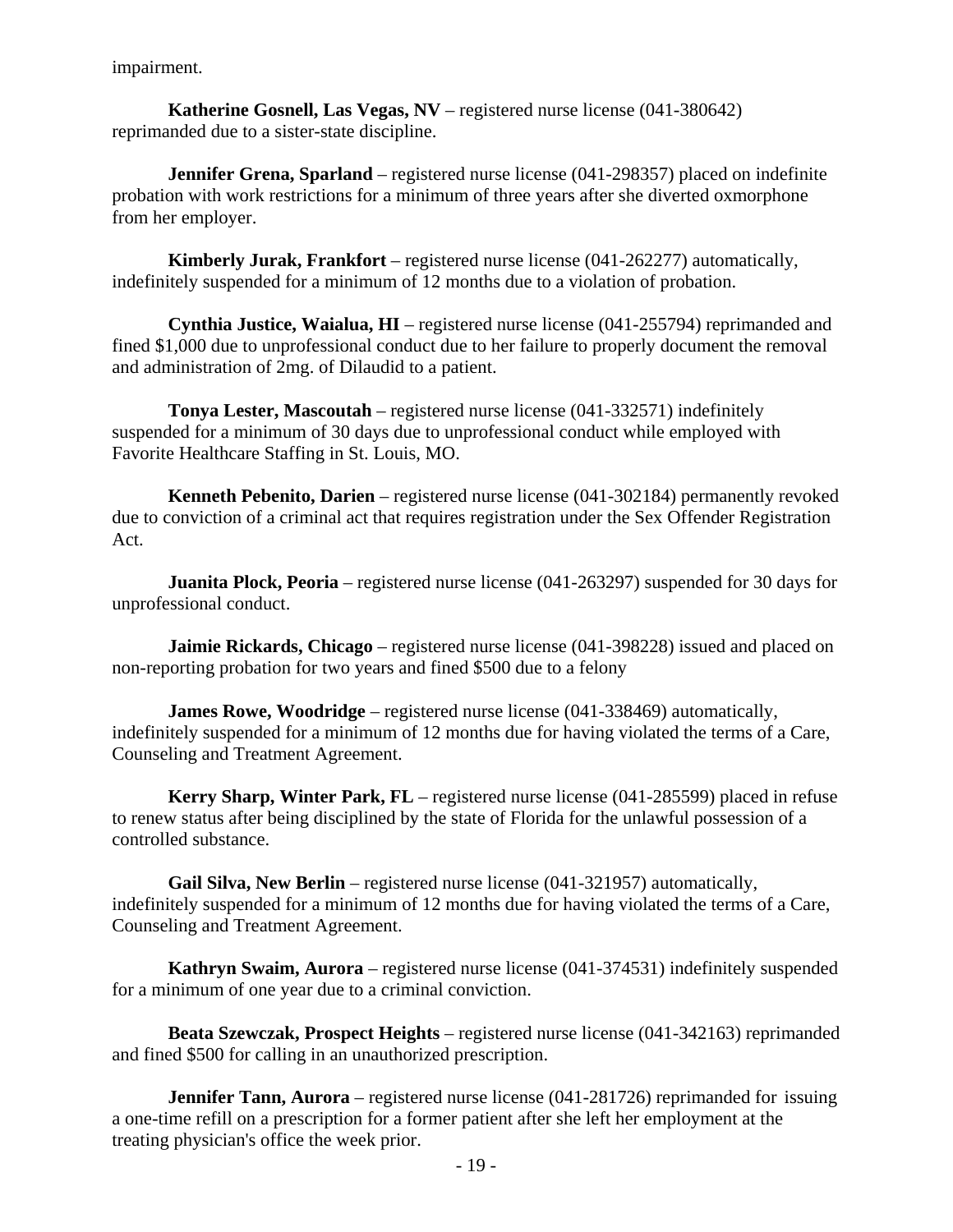impairment.

**Katherine Gosnell, Las Vegas, NV** – registered nurse license (041-380642) reprimanded due to a sister-state discipline.

**Jennifer Grena, Sparland** – registered nurse license (041-298357) placed on indefinite probation with work restrictions for a minimum of three years after she diverted oxmorphone from her employer.

**Kimberly Jurak, Frankfort** – registered nurse license (041-262277) automatically, indefinitely suspended for a minimum of 12 months due to a violation of probation.

**Cynthia Justice, Waialua, HI** – registered nurse license (041-255794) reprimanded and fined $1,000 due to unprofessional conduct due to her failure to properly document the removal and administration of 2mg. of Dilaudid to a patient.

**Tonya Lester, Mascoutah** – registered nurse license (041-332571) indefinitely suspended for a minimum of 30 days due to unprofessional conduct while employed with Favorite Healthcare Staffing in St. Louis, MO.

**Kenneth Pebenito, Darien** – registered nurse license (041-302184) permanently revoked due to conviction of a criminal act that requires registration under the Sex Offender Registration Act.

**Juanita Plock, Peoria** – registered nurse license (041-263297) suspended for 30 days for unprofessional conduct.

**Jaimie Rickards, Chicago** – registered nurse license (041-398228) issued and placed on non-reporting probation for two years and fined $500 due to a felony

**James Rowe, Woodridge** – registered nurse license (041-338469) automatically, indefinitely suspended for a minimum of 12 months due for having violated the terms of a Care, Counseling and Treatment Agreement.

**Kerry Sharp, Winter Park, FL** – registered nurse license (041-285599) placed in refuse to renew status after being disciplined by the state of Florida for the unlawful possession of a controlled substance.

**Gail Silva, New Berlin** – registered nurse license (041-321957) automatically, indefinitely suspended for a minimum of 12 months due for having violated the terms of a Care, Counseling and Treatment Agreement.

**Kathryn Swaim, Aurora** – registered nurse license (041-374531) indefinitely suspended for a minimum of one year due to a criminal conviction.

**Beata Szewczak, Prospect Heights** – registered nurse license (041-342163) reprimanded and fined $500 for calling in an unauthorized prescription.

**Jennifer Tann, Aurora** – registered nurse license (041-281726) reprimanded for issuing a one-time refill on a prescription for a former patient after she left her employment at the treating physician's office the week prior.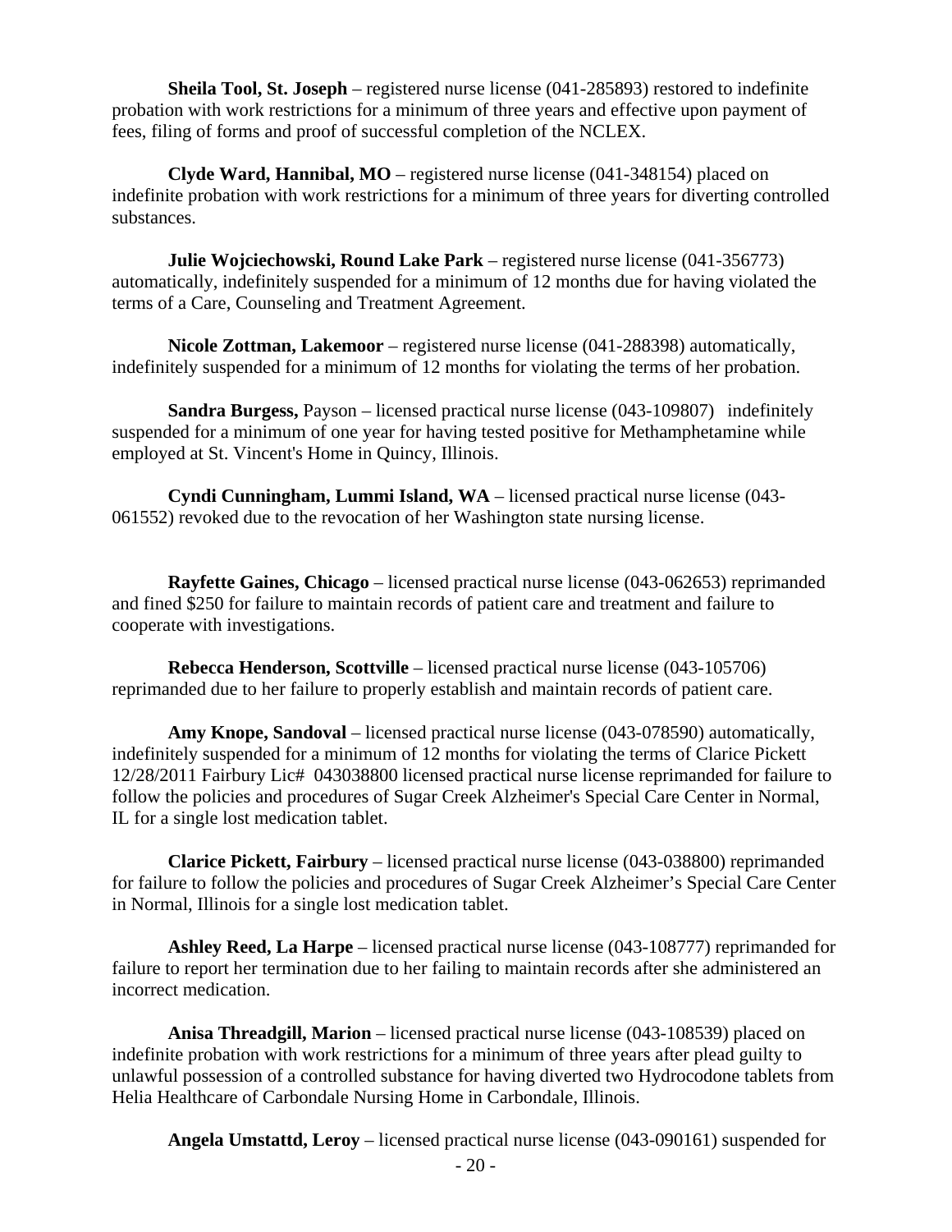**Sheila Tool, St. Joseph** – registered nurse license (041-285893) restored to indefinite probation with work restrictions for a minimum of three years and effective upon payment of fees, filing of forms and proof of successful completion of the NCLEX.

**Clyde Ward, Hannibal, MO** – registered nurse license (041-348154) placed on indefinite probation with work restrictions for a minimum of three years for diverting controlled substances.

**Julie Wojciechowski, Round Lake Park** – registered nurse license (041-356773) automatically, indefinitely suspended for a minimum of 12 months due for having violated the terms of a Care, Counseling and Treatment Agreement.

**Nicole Zottman, Lakemoor** – registered nurse license (041-288398) automatically, indefinitely suspended for a minimum of 12 months for violating the terms of her probation.

**Sandra Burgess,** Payson – licensed practical nurse license (043-109807) indefinitely suspended for a minimum of one year for having tested positive for Methamphetamine while employed at St. Vincent's Home in Quincy, Illinois.

**Cyndi Cunningham, Lummi Island, WA** – licensed practical nurse license (043-061552) revoked due to the revocation of her Washington state nursing license.

**Rayfette Gaines, Chicago** – licensed practical nurse license (043-062653) reprimanded and fined $250 for failure to maintain records of patient care and treatment and failure to cooperate with investigations.

**Rebecca Henderson, Scottville** – licensed practical nurse license (043-105706) reprimanded due to her failure to properly establish and maintain records of patient care.

**Amy Knope, Sandoval** – licensed practical nurse license (043-078590) automatically, indefinitely suspended for a minimum of 12 months for violating the terms of Clarice Pickett 12/28/2011 Fairbury Lic# 043038800 licensed practical nurse license reprimanded for failure to follow the policies and procedures of Sugar Creek Alzheimer's Special Care Center in Normal, IL for a single lost medication tablet.

**Clarice Pickett, Fairbury** – licensed practical nurse license (043-038800) reprimanded for failure to follow the policies and procedures of Sugar Creek Alzheimer's Special Care Center in Normal, Illinois for a single lost medication tablet.

**Ashley Reed, La Harpe** – licensed practical nurse license (043-108777) reprimanded for failure to report her termination due to her failing to maintain records after she administered an incorrect medication.

**Anisa Threadgill, Marion** – licensed practical nurse license (043-108539) placed on indefinite probation with work restrictions for a minimum of three years after plead guilty to unlawful possession of a controlled substance for having diverted two Hydrocodone tablets from Helia Healthcare of Carbondale Nursing Home in Carbondale, Illinois.

**Angela Umstattd, Leroy** – licensed practical nurse license (043-090161) suspended for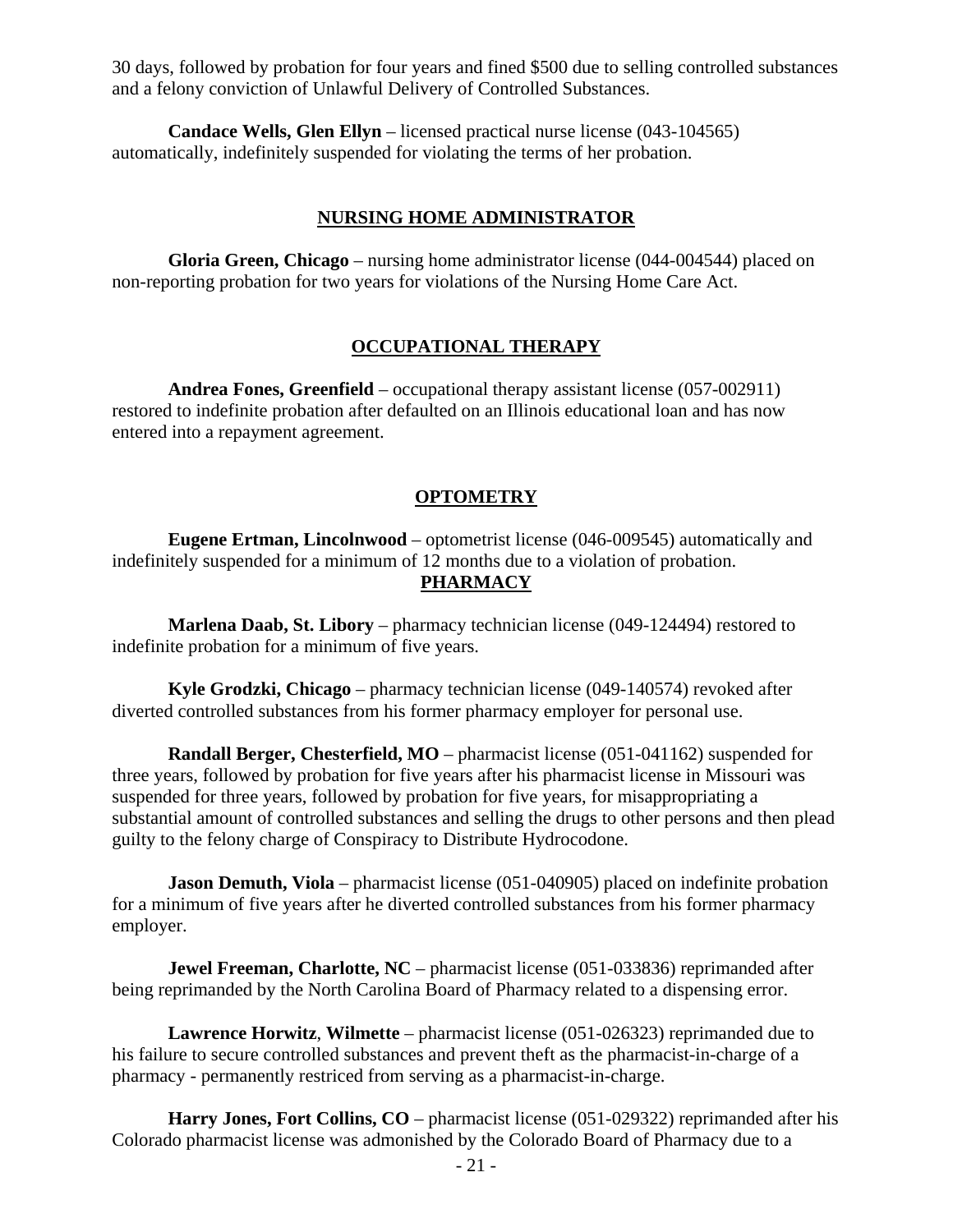30 days, followed by probation for four years and fined $500 due to selling controlled substances and a felony conviction of Unlawful Delivery of Controlled Substances.

**Candace Wells, Glen Ellyn** – licensed practical nurse license (043-104565) automatically, indefinitely suspended for violating the terms of her probation.

## NURSING HOME ADMINISTRATOR

**Gloria Green, Chicago** – nursing home administrator license (044-004544) placed on non-reporting probation for two years for violations of the Nursing Home Care Act.

## OCCUPATIONAL THERAPY

**Andrea Fones, Greenfield** – occupational therapy assistant license (057-002911) restored to indefinite probation after defaulted on an Illinois educational loan and has now entered into a repayment agreement.

## OPTOMETRY

**Eugene Ertman, Lincolnwood** – optometrist license (046-009545) automatically and indefinitely suspended for a minimum of 12 months due to a violation of probation.

## PHARMACY

**Marlena Daab, St. Libory** – pharmacy technician license (049-124494) restored to indefinite probation for a minimum of five years.

**Kyle Grodzki, Chicago** – pharmacy technician license (049-140574) revoked after diverted controlled substances from his former pharmacy employer for personal use.

**Randall Berger, Chesterfield, MO** – pharmacist license (051-041162) suspended for three years, followed by probation for five years after his pharmacist license in Missouri was suspended for three years, followed by probation for five years, for misappropriating a substantial amount of controlled substances and selling the drugs to other persons and then plead guilty to the felony charge of Conspiracy to Distribute Hydrocodone.

**Jason Demuth, Viola** – pharmacist license (051-040905) placed on indefinite probation for a minimum of five years after he diverted controlled substances from his former pharmacy employer.

**Jewel Freeman, Charlotte, NC** – pharmacist license (051-033836) reprimanded after being reprimanded by the North Carolina Board of Pharmacy related to a dispensing error.

**Lawrence Horwitz**, **Wilmette** – pharmacist license (051-026323) reprimanded due to his failure to secure controlled substances and prevent theft as the pharmacist-in-charge of a pharmacy - permanently restriced from serving as a pharmacist-in-charge.

**Harry Jones, Fort Collins, CO** – pharmacist license (051-029322) reprimanded after his Colorado pharmacist license was admonished by the Colorado Board of Pharmacy due to a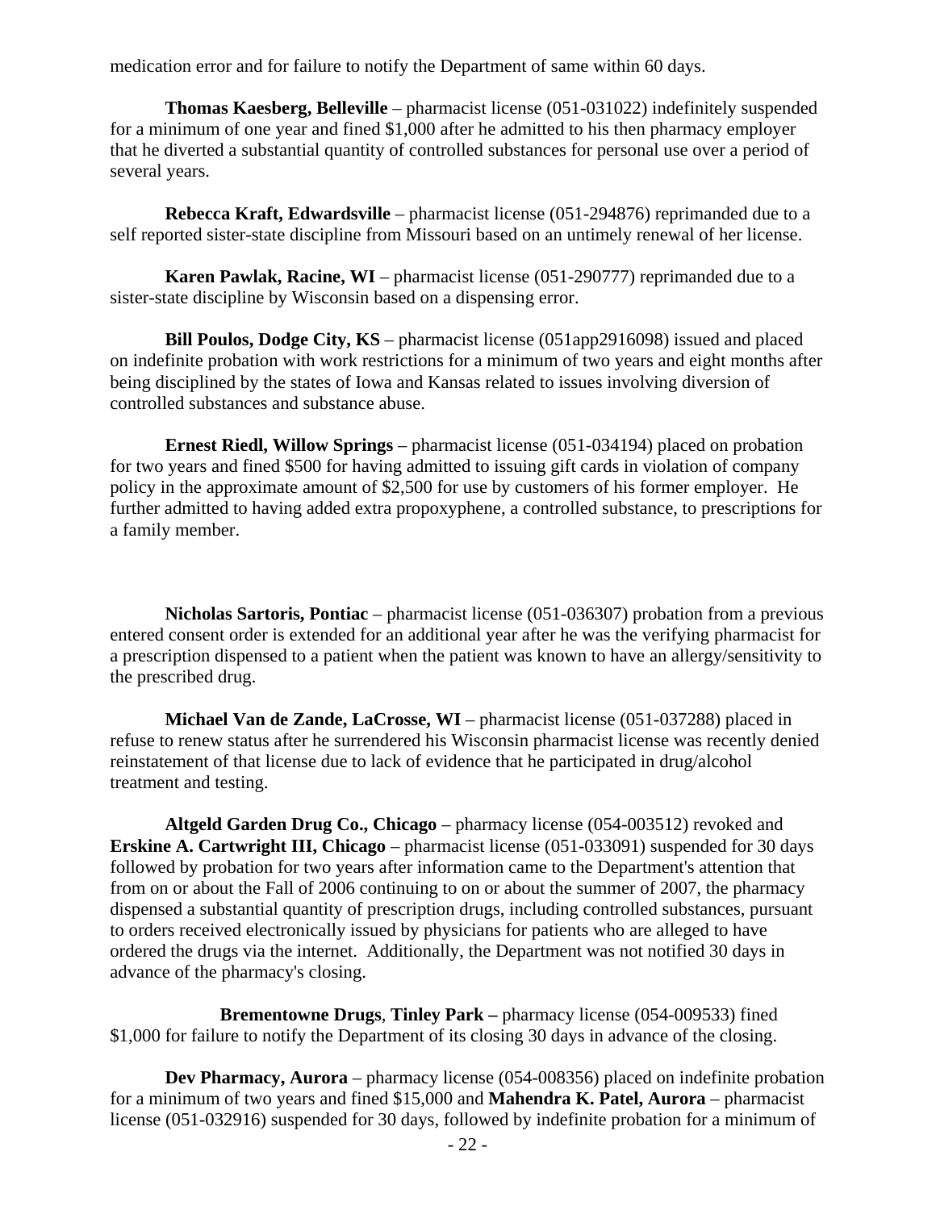medication error and for failure to notify the Department of same within 60 days.

**Thomas Kaesberg, Belleville** – pharmacist license (051-031022) indefinitely suspended for a minimum of one year and fined $1,000 after he admitted to his then pharmacy employer that he diverted a substantial quantity of controlled substances for personal use over a period of several years.

**Rebecca Kraft, Edwardsville** – pharmacist license (051-294876) reprimanded due to a self reported sister-state discipline from Missouri based on an untimely renewal of her license.

**Karen Pawlak, Racine, WI** – pharmacist license (051-290777) reprimanded due to a sister-state discipline by Wisconsin based on a dispensing error.

**Bill Poulos, Dodge City, KS** – pharmacist license (051app2916098) issued and placed on indefinite probation with work restrictions for a minimum of two years and eight months after being disciplined by the states of Iowa and Kansas related to issues involving diversion of controlled substances and substance abuse.

**Ernest Riedl, Willow Springs** – pharmacist license (051-034194) placed on probation for two years and fined $500 for having admitted to issuing gift cards in violation of company policy in the approximate amount of $2,500 for use by customers of his former employer. He further admitted to having added extra propoxyphene, a controlled substance, to prescriptions for a family member.

**Nicholas Sartoris, Pontiac** – pharmacist license (051-036307) probation from a previous entered consent order is extended for an additional year after he was the verifying pharmacist for a prescription dispensed to a patient when the patient was known to have an allergy/sensitivity to the prescribed drug.

**Michael Van de Zande, LaCrosse, WI** – pharmacist license (051-037288) placed in refuse to renew status after he surrendered his Wisconsin pharmacist license was recently denied reinstatement of that license due to lack of evidence that he participated in drug/alcohol treatment and testing.

**Altgeld Garden Drug Co., Chicago** – pharmacy license (054-003512) revoked and **Erskine A. Cartwright III, Chicago** – pharmacist license (051-033091) suspended for 30 days followed by probation for two years after information came to the Department's attention that from on or about the Fall of 2006 continuing to on or about the summer of 2007, the pharmacy dispensed a substantial quantity of prescription drugs, including controlled substances, pursuant to orders received electronically issued by physicians for patients who are alleged to have ordered the drugs via the internet. Additionally, the Department was not notified 30 days in advance of the pharmacy's closing.

**Brementowne Drugs**, **Tinley Park –** pharmacy license (054-009533) fined $1,000 for failure to notify the Department of its closing 30 days in advance of the closing.

**Dev Pharmacy, Aurora** – pharmacy license (054-008356) placed on indefinite probation for a minimum of two years and fined $15,000 and **Mahendra K. Patel, Aurora** – pharmacist license (051-032916) suspended for 30 days, followed by indefinite probation for a minimum of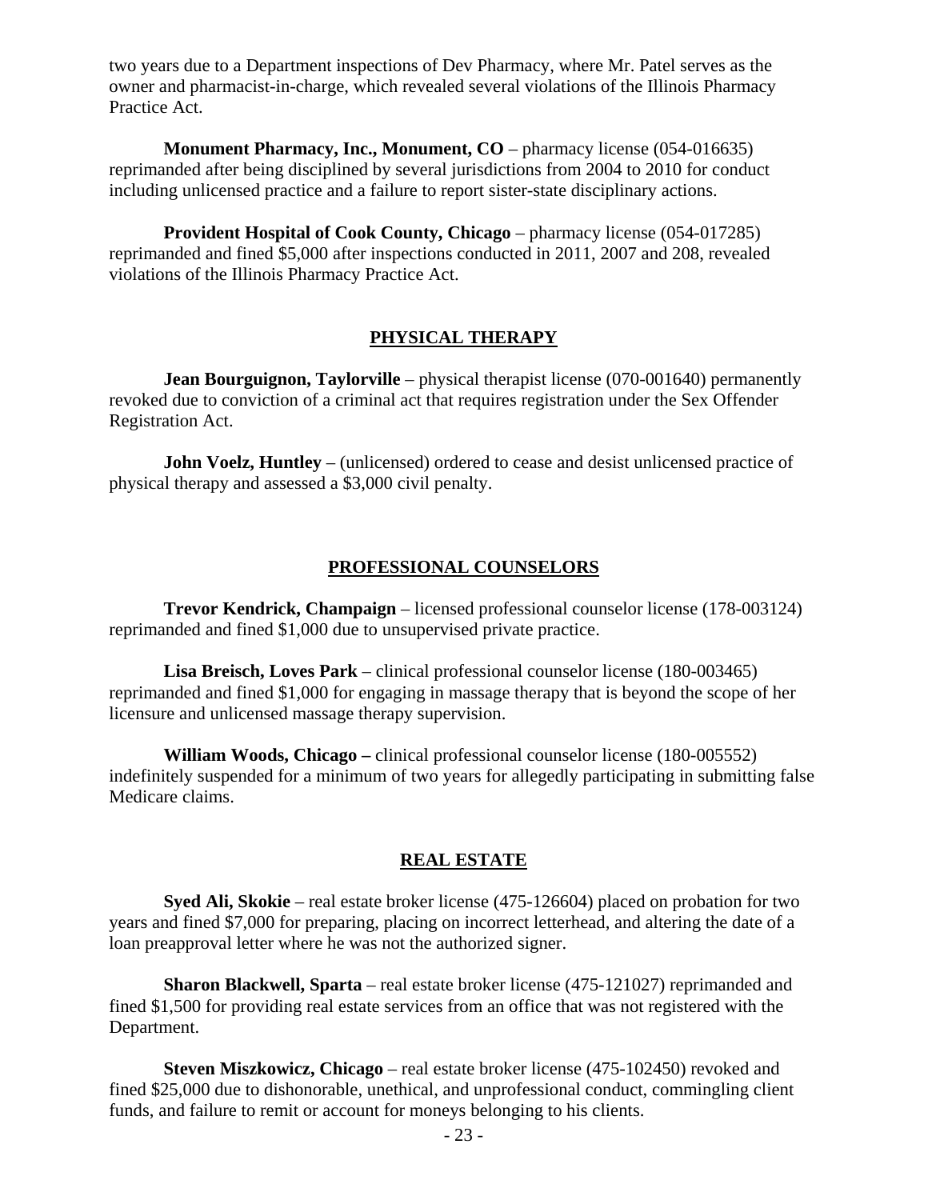two years due to a Department inspections of Dev Pharmacy, where Mr. Patel serves as the owner and pharmacist-in-charge, which revealed several violations of the Illinois Pharmacy Practice Act.

**Monument Pharmacy, Inc., Monument, CO** – pharmacy license (054-016635) reprimanded after being disciplined by several jurisdictions from 2004 to 2010 for conduct including unlicensed practice and a failure to report sister-state disciplinary actions.

**Provident Hospital of Cook County, Chicago** – pharmacy license (054-017285) reprimanded and fined $5,000 after inspections conducted in 2011, 2007 and 208, revealed violations of the Illinois Pharmacy Practice Act.

## PHYSICAL THERAPY

**Jean Bourguignon, Taylorville** – physical therapist license (070-001640) permanently revoked due to conviction of a criminal act that requires registration under the Sex Offender Registration Act.

**John Voelz, Huntley** – (unlicensed) ordered to cease and desist unlicensed practice of physical therapy and assessed a $3,000 civil penalty.

## PROFESSIONAL COUNSELORS

**Trevor Kendrick, Champaign** – licensed professional counselor license (178-003124) reprimanded and fined $1,000 due to unsupervised private practice.

**Lisa Breisch, Loves Park** – clinical professional counselor license (180-003465) reprimanded and fined $1,000 for engaging in massage therapy that is beyond the scope of her licensure and unlicensed massage therapy supervision.

**William Woods, Chicago –** clinical professional counselor license (180-005552) indefinitely suspended for a minimum of two years for allegedly participating in submitting false Medicare claims.

## REAL ESTATE

**Syed Ali, Skokie** – real estate broker license (475-126604) placed on probation for two years and fined $7,000 for preparing, placing on incorrect letterhead, and altering the date of a loan preapproval letter where he was not the authorized signer.

**Sharon Blackwell, Sparta** – real estate broker license (475-121027) reprimanded and fined $1,500 for providing real estate services from an office that was not registered with the Department.

**Steven Miszkowicz, Chicago** – real estate broker license (475-102450) revoked and fined $25,000 due to dishonorable, unethical, and unprofessional conduct, commingling client funds, and failure to remit or account for moneys belonging to his clients.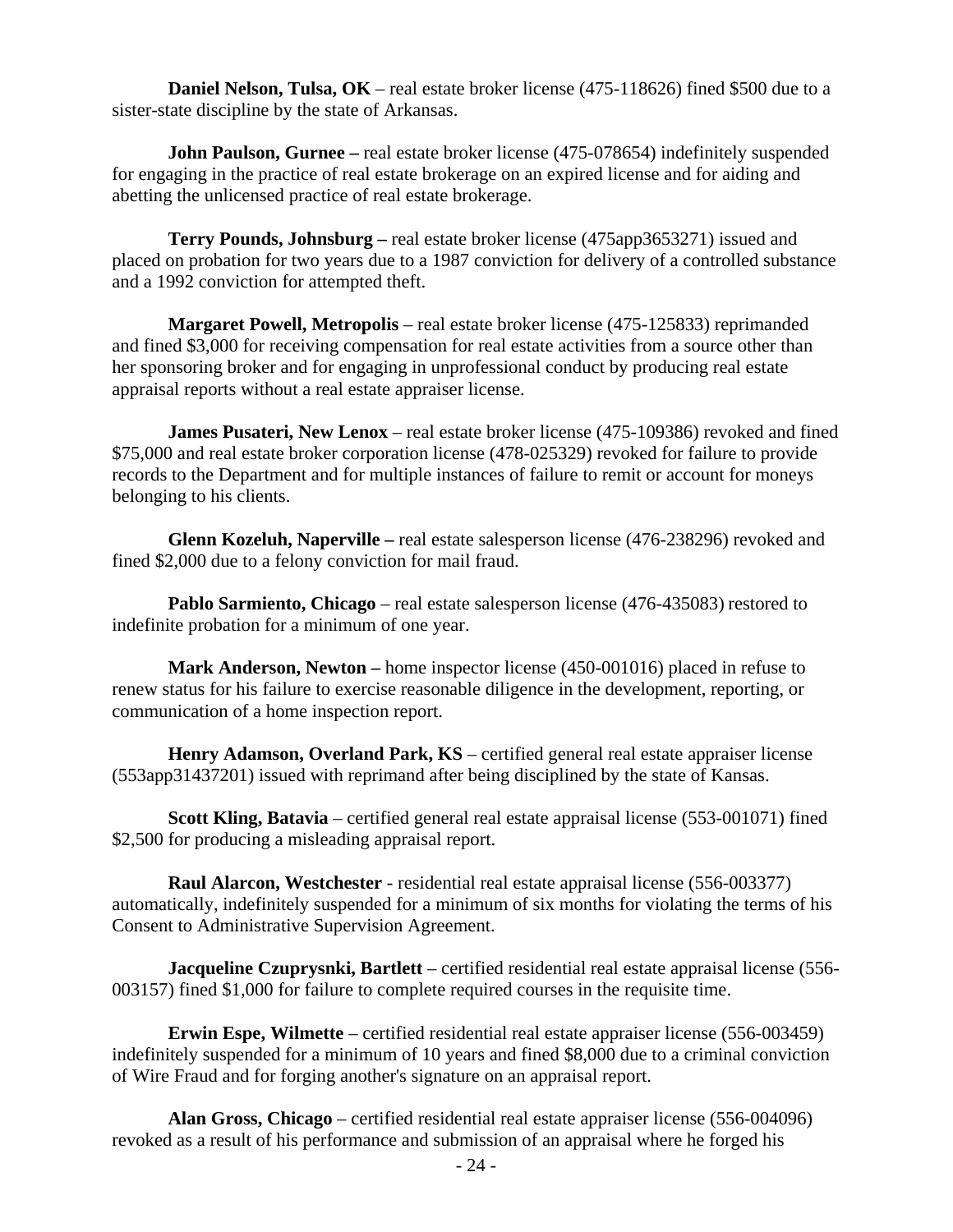**Daniel Nelson, Tulsa, OK** – real estate broker license (475-118626) fined $500 due to a sister-state discipline by the state of Arkansas.

**John Paulson, Gurnee –** real estate broker license (475-078654) indefinitely suspended for engaging in the practice of real estate brokerage on an expired license and for aiding and abetting the unlicensed practice of real estate brokerage.

**Terry Pounds, Johnsburg –** real estate broker license (475app3653271) issued and placed on probation for two years due to a 1987 conviction for delivery of a controlled substance and a 1992 conviction for attempted theft.

**Margaret Powell, Metropolis** – real estate broker license (475-125833) reprimanded and fined $3,000 for receiving compensation for real estate activities from a source other than her sponsoring broker and for engaging in unprofessional conduct by producing real estate appraisal reports without a real estate appraiser license.

**James Pusateri, New Lenox** – real estate broker license (475-109386) revoked and fined $75,000 and real estate broker corporation license (478-025329) revoked for failure to provide records to the Department and for multiple instances of failure to remit or account for moneys belonging to his clients.

**Glenn Kozeluh, Naperville –** real estate salesperson license (476-238296) revoked and fined $2,000 due to a felony conviction for mail fraud.

**Pablo Sarmiento, Chicago** – real estate salesperson license (476-435083) restored to indefinite probation for a minimum of one year.

**Mark Anderson, Newton –** home inspector license (450-001016) placed in refuse to renew status for his failure to exercise reasonable diligence in the development, reporting, or communication of a home inspection report.

**Henry Adamson, Overland Park, KS** – certified general real estate appraiser license (553app31437201) issued with reprimand after being disciplined by the state of Kansas.

**Scott Kling, Batavia** – certified general real estate appraisal license (553-001071) fined $2,500 for producing a misleading appraisal report.

**Raul Alarcon, Westchester** - residential real estate appraisal license (556-003377) automatically, indefinitely suspended for a minimum of six months for violating the terms of his Consent to Administrative Supervision Agreement.

**Jacqueline Czuprysnki, Bartlett** – certified residential real estate appraisal license (556-003157) fined $1,000 for failure to complete required courses in the requisite time.

**Erwin Espe, Wilmette** – certified residential real estate appraiser license (556-003459) indefinitely suspended for a minimum of 10 years and fined $8,000 due to a criminal conviction of Wire Fraud and for forging another's signature on an appraisal report.

**Alan Gross, Chicago** – certified residential real estate appraiser license (556-004096) revoked as a result of his performance and submission of an appraisal where he forged his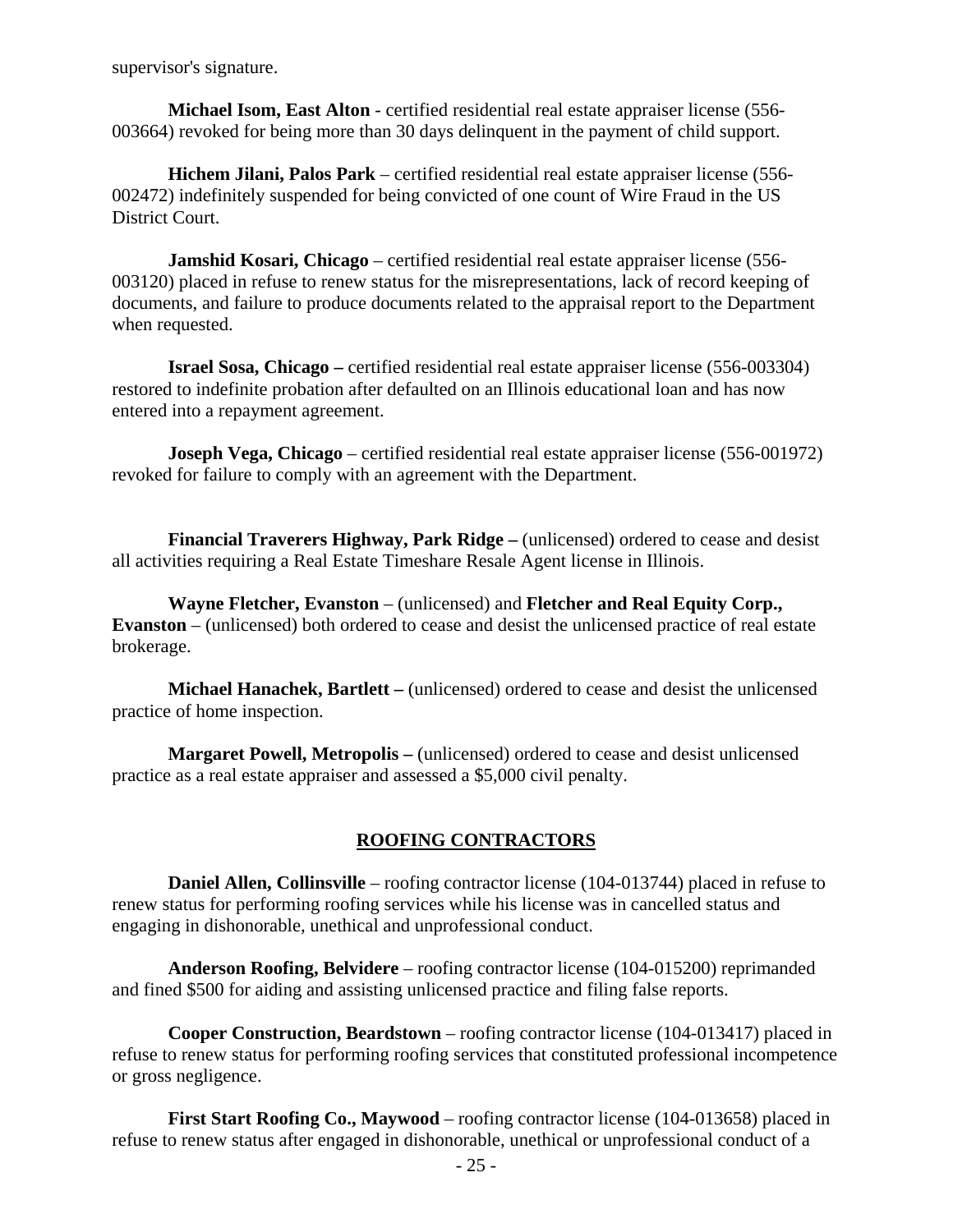supervisor's signature.

**Michael Isom, East Alton** - certified residential real estate appraiser license (556-003664) revoked for being more than 30 days delinquent in the payment of child support.

**Hichem Jilani, Palos Park** – certified residential real estate appraiser license (556-002472) indefinitely suspended for being convicted of one count of Wire Fraud in the US District Court.

**Jamshid Kosari, Chicago** – certified residential real estate appraiser license (556-003120) placed in refuse to renew status for the misrepresentations, lack of record keeping of documents, and failure to produce documents related to the appraisal report to the Department when requested.

**Israel Sosa, Chicago –** certified residential real estate appraiser license (556-003304) restored to indefinite probation after defaulted on an Illinois educational loan and has now entered into a repayment agreement.

**Joseph Vega, Chicago** – certified residential real estate appraiser license (556-001972) revoked for failure to comply with an agreement with the Department.

**Financial Traverers Highway, Park Ridge –** (unlicensed) ordered to cease and desist all activities requiring a Real Estate Timeshare Resale Agent license in Illinois.

**Wayne Fletcher, Evanston** – (unlicensed) and **Fletcher and Real Equity Corp., Evanston** – (unlicensed) both ordered to cease and desist the unlicensed practice of real estate brokerage.

**Michael Hanachek, Bartlett –** (unlicensed) ordered to cease and desist the unlicensed practice of home inspection.

**Margaret Powell, Metropolis –** (unlicensed) ordered to cease and desist unlicensed practice as a real estate appraiser and assessed a $5,000 civil penalty.

## ROOFING CONTRACTORS

**Daniel Allen, Collinsville** – roofing contractor license (104-013744) placed in refuse to renew status for performing roofing services while his license was in cancelled status and engaging in dishonorable, unethical and unprofessional conduct.

**Anderson Roofing, Belvidere** – roofing contractor license (104-015200) reprimanded and fined $500 for aiding and assisting unlicensed practice and filing false reports.

**Cooper Construction, Beardstown** – roofing contractor license (104-013417) placed in refuse to renew status for performing roofing services that constituted professional incompetence or gross negligence.

**First Start Roofing Co., Maywood** – roofing contractor license (104-013658) placed in refuse to renew status after engaged in dishonorable, unethical or unprofessional conduct of a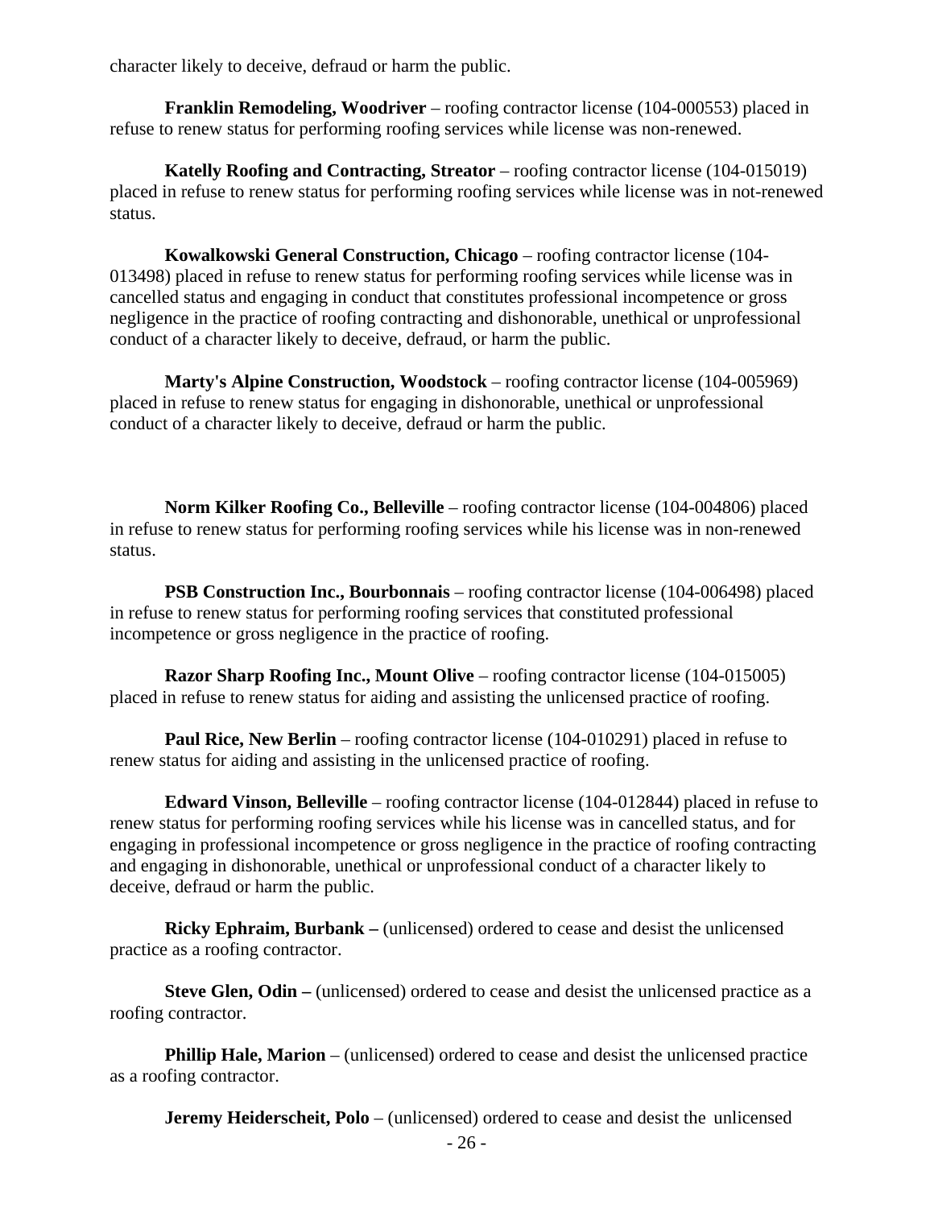character likely to deceive, defraud or harm the public.

**Franklin Remodeling, Woodriver** – roofing contractor license (104-000553) placed in refuse to renew status for performing roofing services while license was non-renewed.

**Katelly Roofing and Contracting, Streator** – roofing contractor license (104-015019) placed in refuse to renew status for performing roofing services while license was in not-renewed status.

**Kowalkowski General Construction, Chicago** – roofing contractor license (104-013498) placed in refuse to renew status for performing roofing services while license was in cancelled status and engaging in conduct that constitutes professional incompetence or gross negligence in the practice of roofing contracting and dishonorable, unethical or unprofessional conduct of a character likely to deceive, defraud, or harm the public.

**Marty's Alpine Construction, Woodstock** – roofing contractor license (104-005969) placed in refuse to renew status for engaging in dishonorable, unethical or unprofessional conduct of a character likely to deceive, defraud or harm the public.

**Norm Kilker Roofing Co., Belleville** – roofing contractor license (104-004806) placed in refuse to renew status for performing roofing services while his license was in non-renewed status.

**PSB Construction Inc., Bourbonnais** – roofing contractor license (104-006498) placed in refuse to renew status for performing roofing services that constituted professional incompetence or gross negligence in the practice of roofing.

**Razor Sharp Roofing Inc., Mount Olive** – roofing contractor license (104-015005) placed in refuse to renew status for aiding and assisting the unlicensed practice of roofing.

**Paul Rice, New Berlin** – roofing contractor license (104-010291) placed in refuse to renew status for aiding and assisting in the unlicensed practice of roofing.

**Edward Vinson, Belleville** – roofing contractor license (104-012844) placed in refuse to renew status for performing roofing services while his license was in cancelled status, and for engaging in professional incompetence or gross negligence in the practice of roofing contracting and engaging in dishonorable, unethical or unprofessional conduct of a character likely to deceive, defraud or harm the public.

**Ricky Ephraim, Burbank –** (unlicensed) ordered to cease and desist the unlicensed practice as a roofing contractor.

**Steve Glen, Odin –** (unlicensed) ordered to cease and desist the unlicensed practice as a roofing contractor.

**Phillip Hale, Marion** – (unlicensed) ordered to cease and desist the unlicensed practice as a roofing contractor.

**Jeremy Heiderscheit, Polo** – (unlicensed) ordered to cease and desist the unlicensed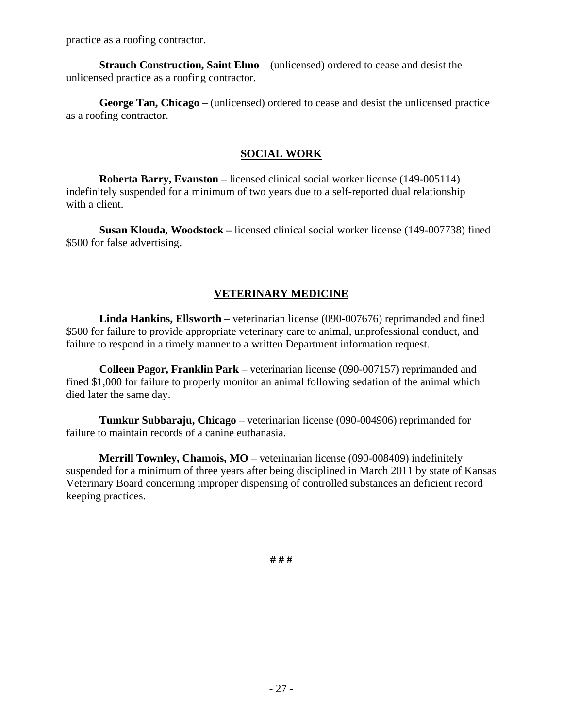practice as a roofing contractor.

**Strauch Construction, Saint Elmo** – (unlicensed) ordered to cease and desist the unlicensed practice as a roofing contractor.

**George Tan, Chicago** – (unlicensed) ordered to cease and desist the unlicensed practice as a roofing contractor.

## SOCIAL WORK

**Roberta Barry, Evanston** – licensed clinical social worker license (149-005114) indefinitely suspended for a minimum of two years due to a self-reported dual relationship with a client.

**Susan Klouda, Woodstock –** licensed clinical social worker license (149-007738) fined $500 for false advertising.

## VETERINARY MEDICINE

**Linda Hankins, Ellsworth** – veterinarian license (090-007676) reprimanded and fined $500 for failure to provide appropriate veterinary care to animal, unprofessional conduct, and failure to respond in a timely manner to a written Department information request.

**Colleen Pagor, Franklin Park** – veterinarian license (090-007157) reprimanded and fined $1,000 for failure to properly monitor an animal following sedation of the animal which died later the same day.

**Tumkur Subbaraju, Chicago** – veterinarian license (090-004906) reprimanded for failure to maintain records of a canine euthanasia.

**Merrill Townley, Chamois, MO** – veterinarian license (090-008409) indefinitely suspended for a minimum of three years after being disciplined in March 2011 by state of Kansas Veterinary Board concerning improper dispensing of controlled substances an deficient record keeping practices.

# # #